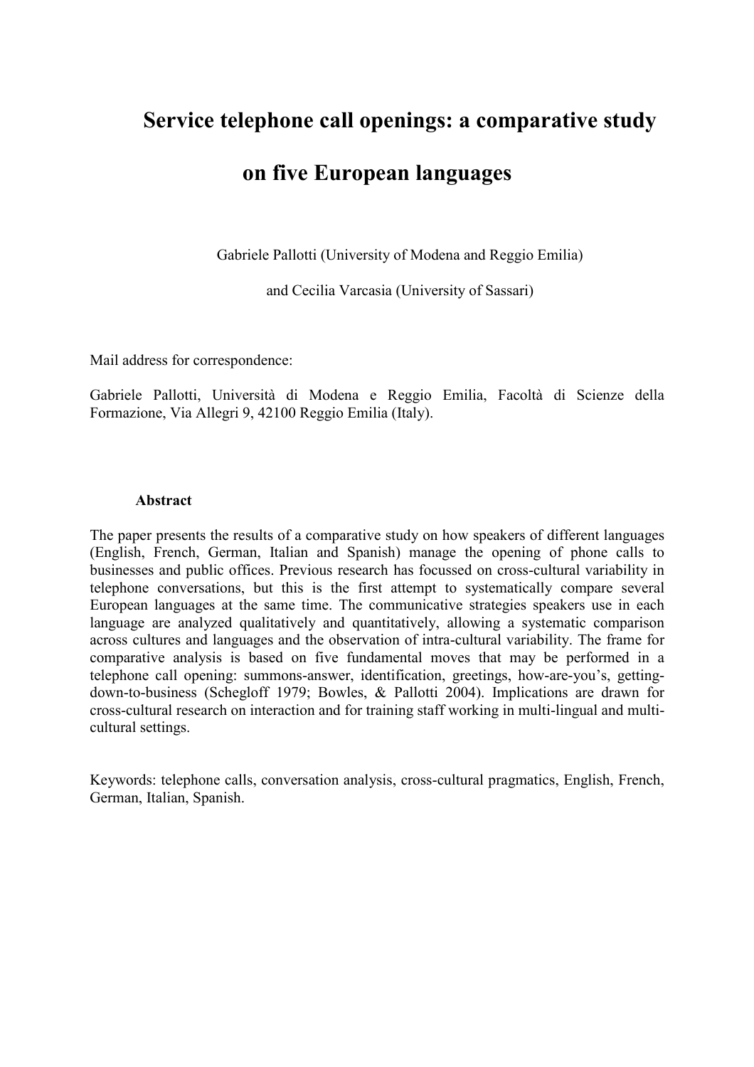# Service telephone call openings: a comparative study on five European languages

Gabriele Pallotti (University of Modena and Reggio Emilia)

and Cecilia Varcasia (University of Sassari)

Mail address for correspondence:

Gabriele Pallotti, Università di Modena e Reggio Emilia, Facoltà di Scienze della Formazione, Via Allegri 9, 42100 Reggio Emilia (Italy).

**Abstract**

The paper presents the results of a comparative study on how speakers of different languages (English, French, German, Italian and Spanish) manage the opening of phone calls to businesses and public offices. Previous research has focussed on cross-cultural variability in telephone conversations, but this is the first attempt to systematically compare several European languages at the same time. The communicative strategies speakers use in each language are analyzed qualitatively and quantitatively, allowing a systematic comparison across cultures and languages and the observation of intra-cultural variability. The frame for comparative analysis is based on five fundamental moves that may be performed in a telephone call opening: summons-answer, identification, greetings, how-are-you's, getting-down-to-business (Schegloff 1979; Bowles, & Pallotti 2004). Implications are drawn for cross-cultural research on interaction and for training staff working in multi-lingual and multi-cultural settings.

Keywords: telephone calls, conversation analysis, cross-cultural pragmatics, English, French, German, Italian, Spanish.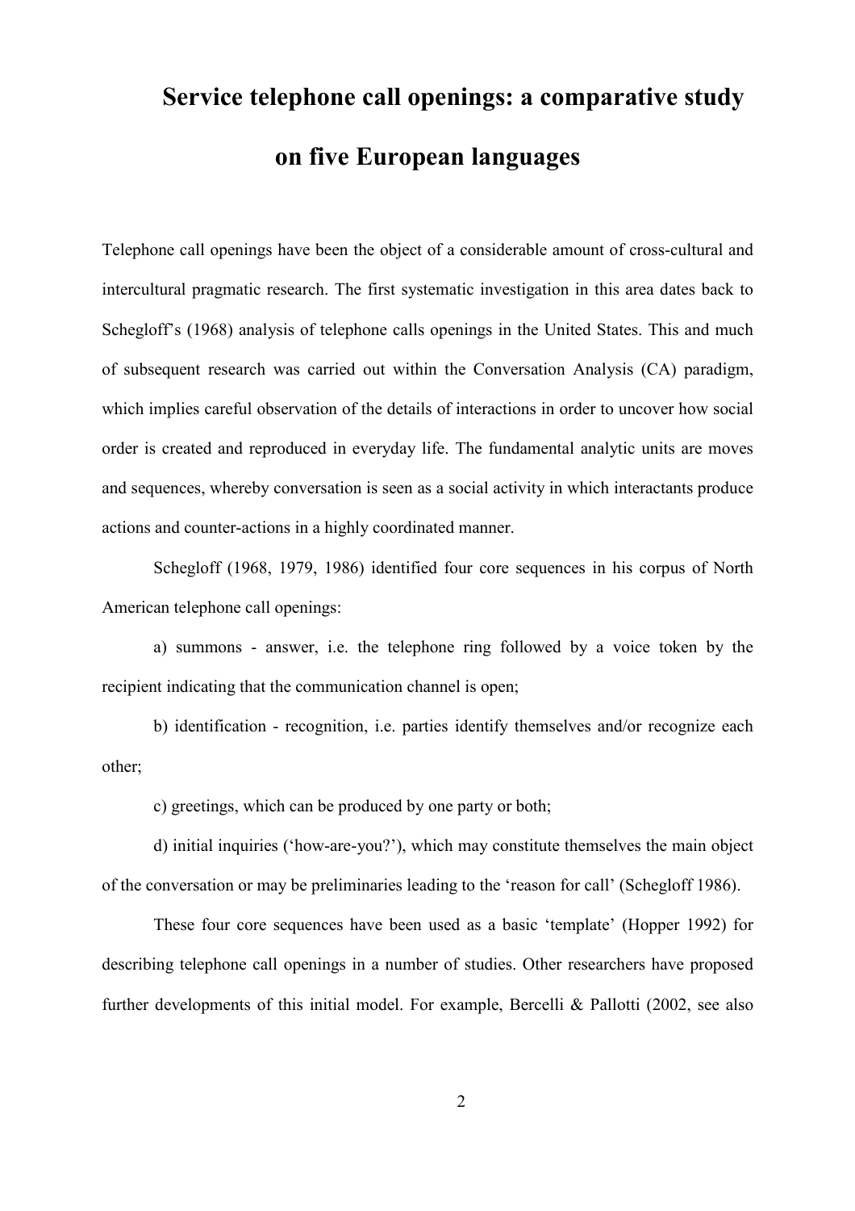# Service telephone call openings: a comparative study on five European languages

Telephone call openings have been the object of a considerable amount of cross-cultural and intercultural pragmatic research. The first systematic investigation in this area dates back to Schegloff's (1968) analysis of telephone calls openings in the United States. This and much of subsequent research was carried out within the Conversation Analysis (CA) paradigm, which implies careful observation of the details of interactions in order to uncover how social order is created and reproduced in everyday life. The fundamental analytic units are moves and sequences, whereby conversation is seen as a social activity in which interactants produce actions and counter-actions in a highly coordinated manner.

Schegloff (1968, 1979, 1986) identified four core sequences in his corpus of North American telephone call openings:

a) summons - answer, i.e. the telephone ring followed by a voice token by the recipient indicating that the communication channel is open;

b) identification - recognition, i.e. parties identify themselves and/or recognize each other;

c) greetings, which can be produced by one party or both;

d) initial inquiries ('how-are-you?'), which may constitute themselves the main object of the conversation or may be preliminaries leading to the 'reason for call' (Schegloff 1986).

These four core sequences have been used as a basic 'template' (Hopper 1992) for describing telephone call openings in a number of studies. Other researchers have proposed further developments of this initial model. For example, Bercelli & Pallotti (2002, see also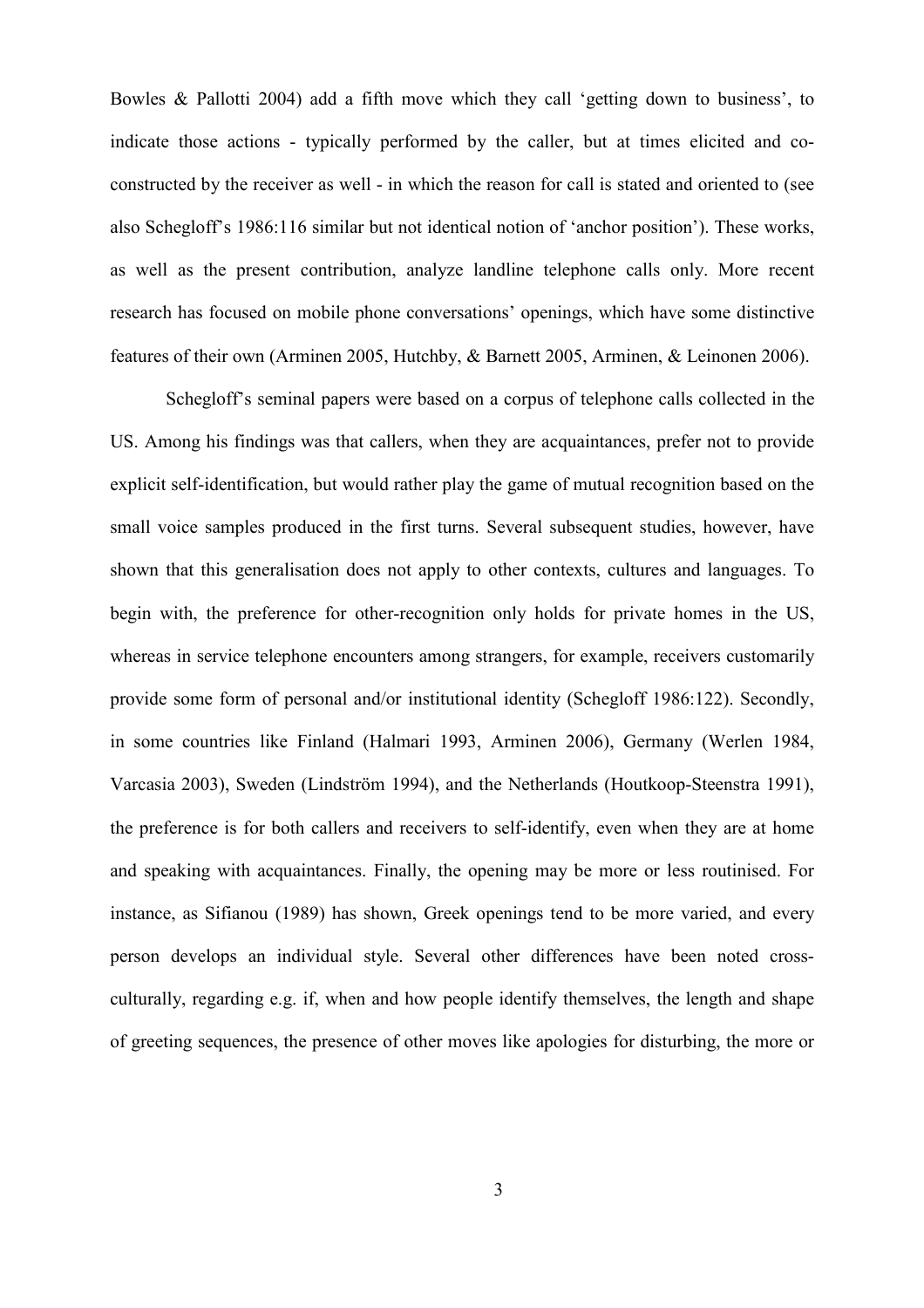Bowles & Pallotti 2004) add a fifth move which they call 'getting down to business', to indicate those actions - typically performed by the caller, but at times elicited and co-constructed by the receiver as well - in which the reason for call is stated and oriented to (see also Schegloff's 1986:116 similar but not identical notion of 'anchor position'). These works, as well as the present contribution, analyze landline telephone calls only. More recent research has focused on mobile phone conversations' openings, which have some distinctive features of their own (Arminen 2005, Hutchby, & Barnett 2005, Arminen, & Leinonen 2006).

Schegloff's seminal papers were based on a corpus of telephone calls collected in the US. Among his findings was that callers, when they are acquaintances, prefer not to provide explicit self-identification, but would rather play the game of mutual recognition based on the small voice samples produced in the first turns. Several subsequent studies, however, have shown that this generalisation does not apply to other contexts, cultures and languages. To begin with, the preference for other-recognition only holds for private homes in the US, whereas in service telephone encounters among strangers, for example, receivers customarily provide some form of personal and/or institutional identity (Schegloff 1986:122). Secondly, in some countries like Finland (Halmari 1993, Arminen 2006), Germany (Werlen 1984, Varcasia 2003), Sweden (Lindström 1994), and the Netherlands (Houtkoop-Steenstra 1991), the preference is for both callers and receivers to self-identify, even when they are at home and speaking with acquaintances. Finally, the opening may be more or less routinised. For instance, as Sifianou (1989) has shown, Greek openings tend to be more varied, and every person develops an individual style. Several other differences have been noted cross-culturally, regarding e.g. if, when and how people identify themselves, the length and shape of greeting sequences, the presence of other moves like apologies for disturbing, the more or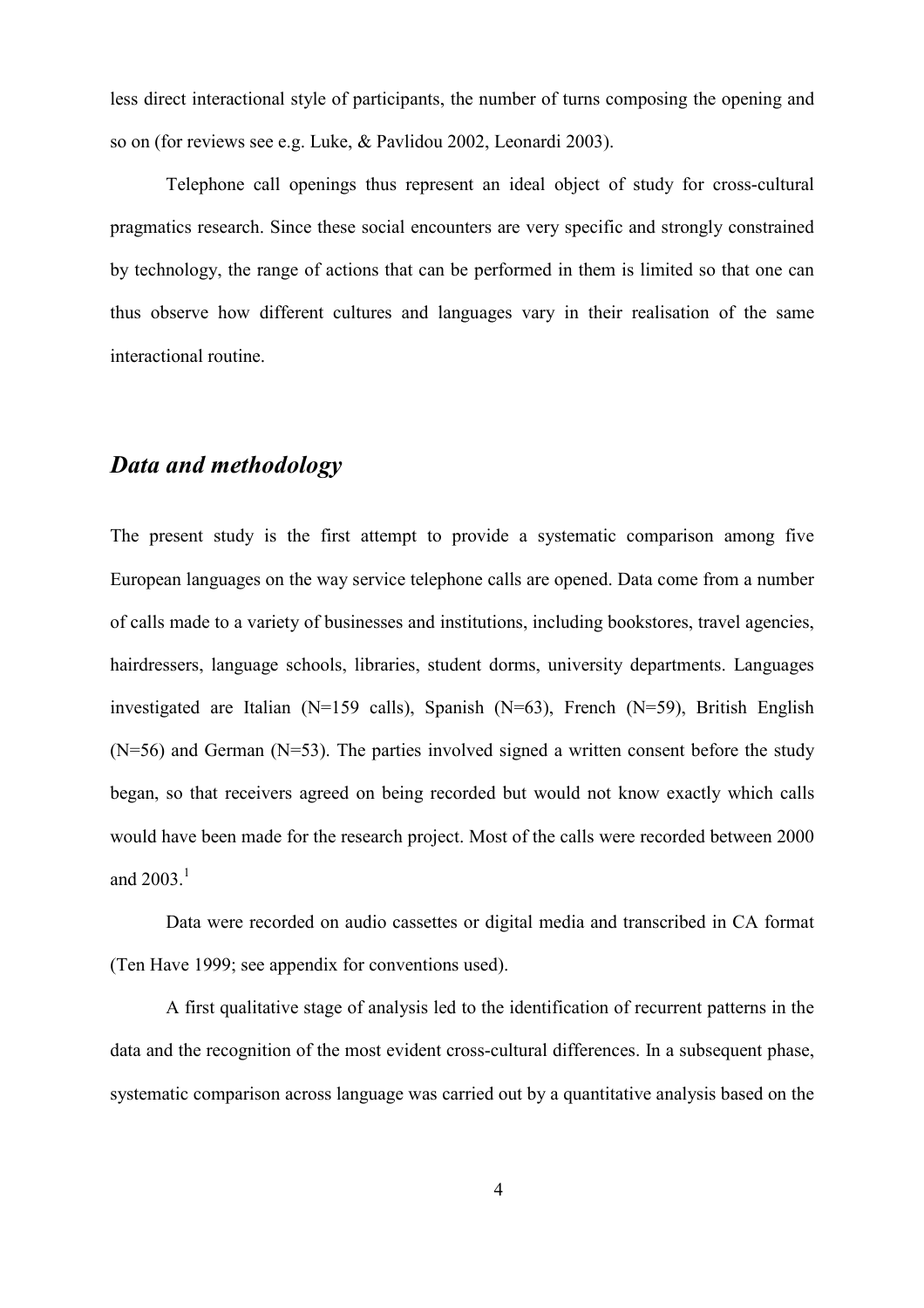less direct interactional style of participants, the number of turns composing the opening and so on (for reviews see e.g. Luke, & Pavlidou 2002, Leonardi 2003).

Telephone call openings thus represent an ideal object of study for cross-cultural pragmatics research. Since these social encounters are very specific and strongly constrained by technology, the range of actions that can be performed in them is limited so that one can thus observe how different cultures and languages vary in their realisation of the same interactional routine.

## *Data and methodology*

The present study is the first attempt to provide a systematic comparison among five European languages on the way service telephone calls are opened. Data come from a number of calls made to a variety of businesses and institutions, including bookstores, travel agencies, hairdressers, language schools, libraries, student dorms, university departments. Languages investigated are Italian (N=159 calls), Spanish (N=63), French (N=59), British English (N=56) and German (N=53). The parties involved signed a written consent before the study began, so that receivers agreed on being recorded but would not know exactly which calls would have been made for the research project. Most of the calls were recorded between 2000 and 2003.[1]

Data were recorded on audio cassettes or digital media and transcribed in CA format (Ten Have 1999; see appendix for conventions used).

A first qualitative stage of analysis led to the identification of recurrent patterns in the data and the recognition of the most evident cross-cultural differences. In a subsequent phase, systematic comparison across language was carried out by a quantitative analysis based on the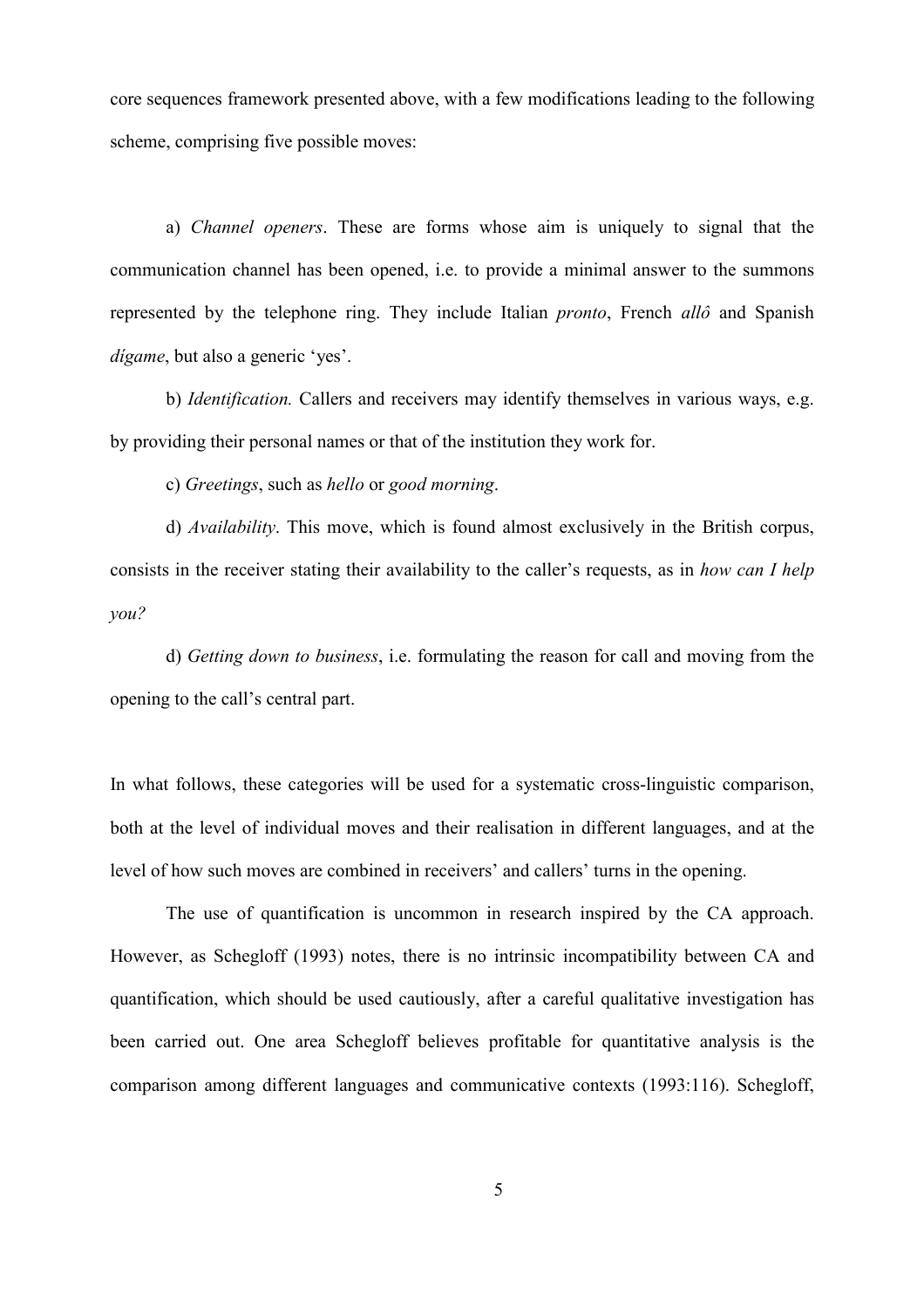core sequences framework presented above, with a few modifications leading to the following scheme, comprising five possible moves:

a) *Channel openers*. These are forms whose aim is uniquely to signal that the communication channel has been opened, i.e. to provide a minimal answer to the summons represented by the telephone ring. They include Italian *pronto*, French *allô* and Spanish *dígame*, but also a generic 'yes'.

b) *Identification.* Callers and receivers may identify themselves in various ways, e.g. by providing their personal names or that of the institution they work for.

c) *Greetings*, such as *hello* or *good morning*.

d) *Availability*. This move, which is found almost exclusively in the British corpus, consists in the receiver stating their availability to the caller's requests, as in *how can I help you?*

d) *Getting down to business*, i.e. formulating the reason for call and moving from the opening to the call's central part.

In what follows, these categories will be used for a systematic cross-linguistic comparison, both at the level of individual moves and their realisation in different languages, and at the level of how such moves are combined in receivers' and callers' turns in the opening.

The use of quantification is uncommon in research inspired by the CA approach. However, as Schegloff (1993) notes, there is no intrinsic incompatibility between CA and quantification, which should be used cautiously, after a careful qualitative investigation has been carried out. One area Schegloff believes profitable for quantitative analysis is the comparison among different languages and communicative contexts (1993:116). Schegloff,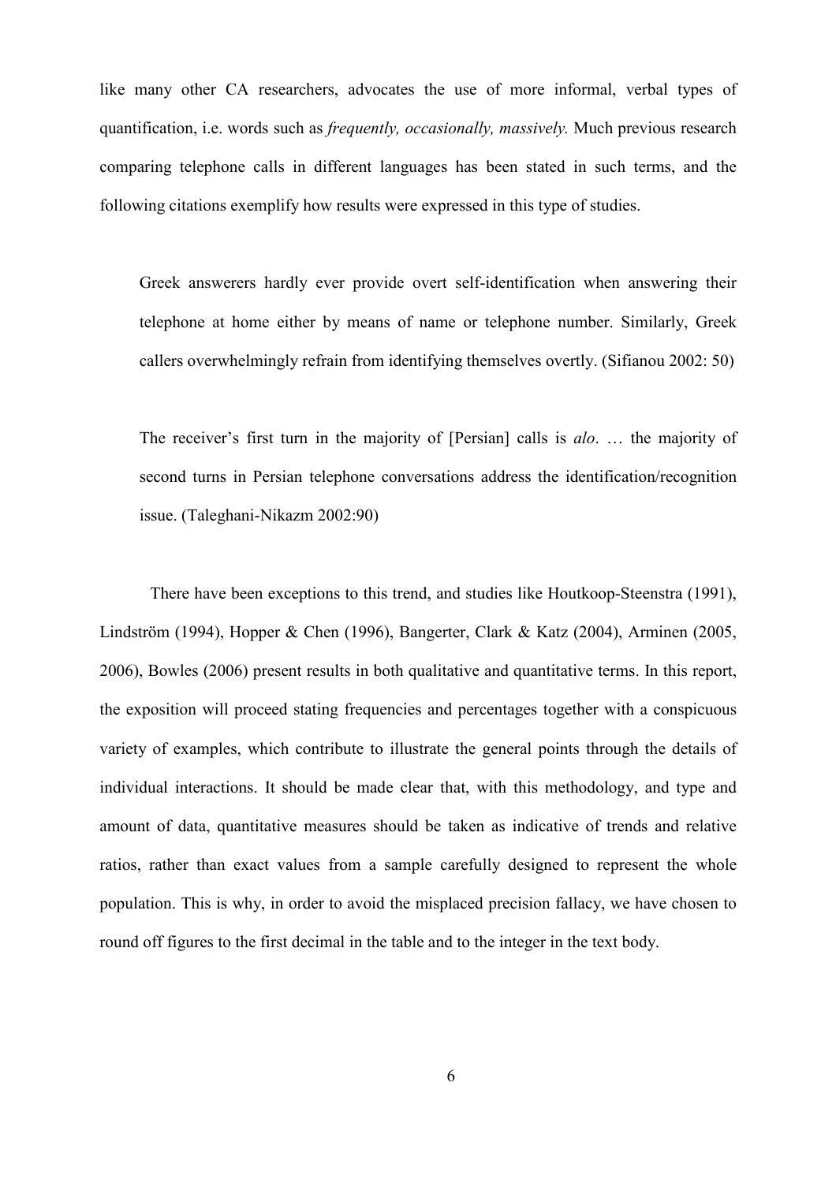like many other CA researchers, advocates the use of more informal, verbal types of quantification, i.e. words such as *frequently, occasionally, massively.* Much previous research comparing telephone calls in different languages has been stated in such terms, and the following citations exemplify how results were expressed in this type of studies.

> Greek answerers hardly ever provide overt self-identification when answering their telephone at home either by means of name or telephone number. Similarly, Greek callers overwhelmingly refrain from identifying themselves overtly. (Sifianou 2002: 50)

> The receiver's first turn in the majority of [Persian] calls is *alo*. … the majority of second turns in Persian telephone conversations address the identification/recognition issue. (Taleghani-Nikazm 2002:90)

There have been exceptions to this trend, and studies like Houtkoop-Steenstra (1991), Lindström (1994), Hopper & Chen (1996), Bangerter, Clark & Katz (2004), Arminen (2005, 2006), Bowles (2006) present results in both qualitative and quantitative terms. In this report, the exposition will proceed stating frequencies and percentages together with a conspicuous variety of examples, which contribute to illustrate the general points through the details of individual interactions. It should be made clear that, with this methodology, and type and amount of data, quantitative measures should be taken as indicative of trends and relative ratios, rather than exact values from a sample carefully designed to represent the whole population. This is why, in order to avoid the misplaced precision fallacy, we have chosen to round off figures to the first decimal in the table and to the integer in the text body.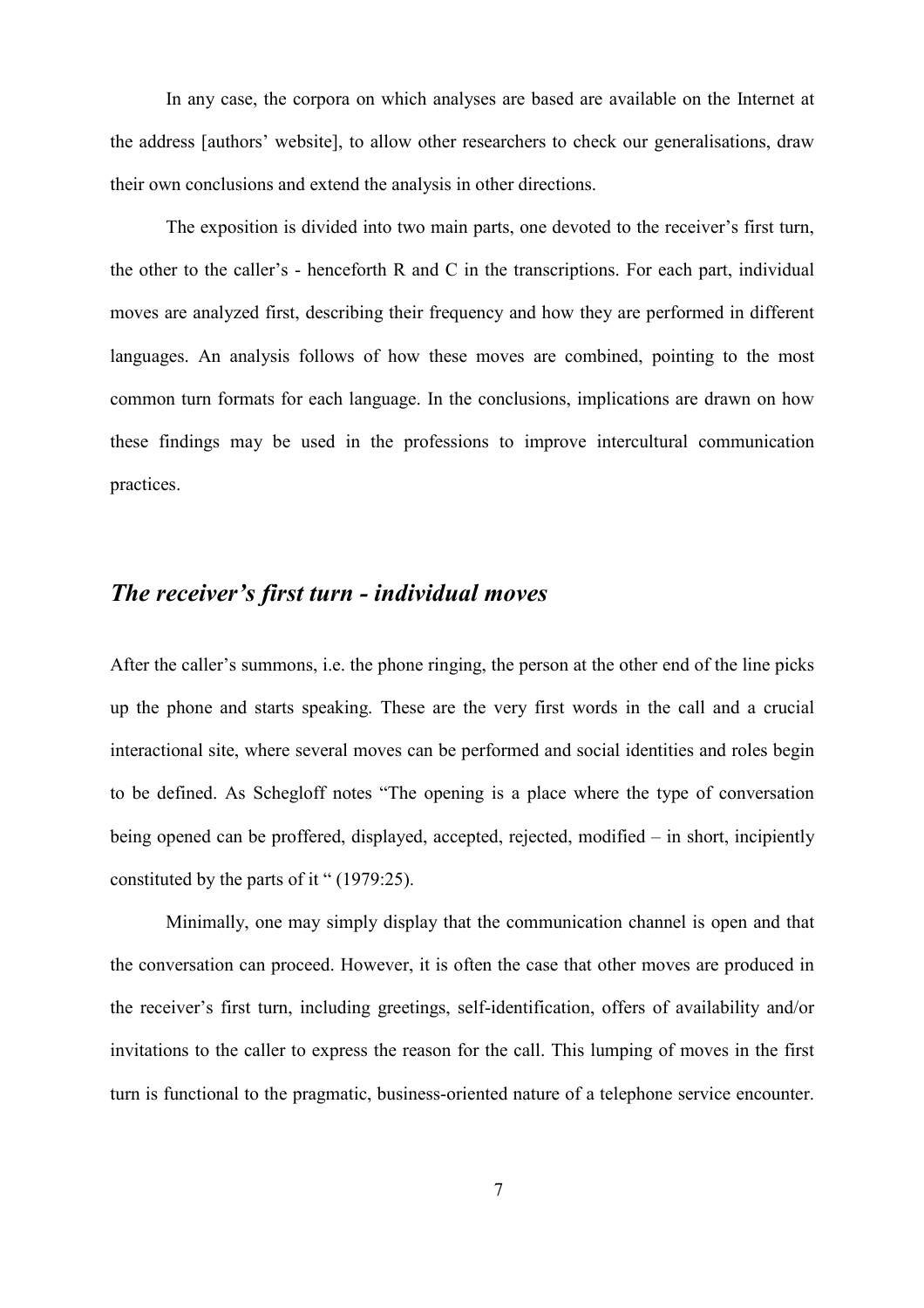In any case, the corpora on which analyses are based are available on the Internet at the address [authors' website], to allow other researchers to check our generalisations, draw their own conclusions and extend the analysis in other directions.

The exposition is divided into two main parts, one devoted to the receiver's first turn, the other to the caller's - henceforth R and C in the transcriptions. For each part, individual moves are analyzed first, describing their frequency and how they are performed in different languages. An analysis follows of how these moves are combined, pointing to the most common turn formats for each language. In the conclusions, implications are drawn on how these findings may be used in the professions to improve intercultural communication practices.

## *The receiver's first turn - individual moves*

After the caller's summons, i.e. the phone ringing, the person at the other end of the line picks up the phone and starts speaking. These are the very first words in the call and a crucial interactional site, where several moves can be performed and social identities and roles begin to be defined. As Schegloff notes "The opening is a place where the type of conversation being opened can be proffered, displayed, accepted, rejected, modified – in short, incipiently constituted by the parts of it " (1979:25).

Minimally, one may simply display that the communication channel is open and that the conversation can proceed. However, it is often the case that other moves are produced in the receiver's first turn, including greetings, self-identification, offers of availability and/or invitations to the caller to express the reason for the call. This lumping of moves in the first turn is functional to the pragmatic, business-oriented nature of a telephone service encounter.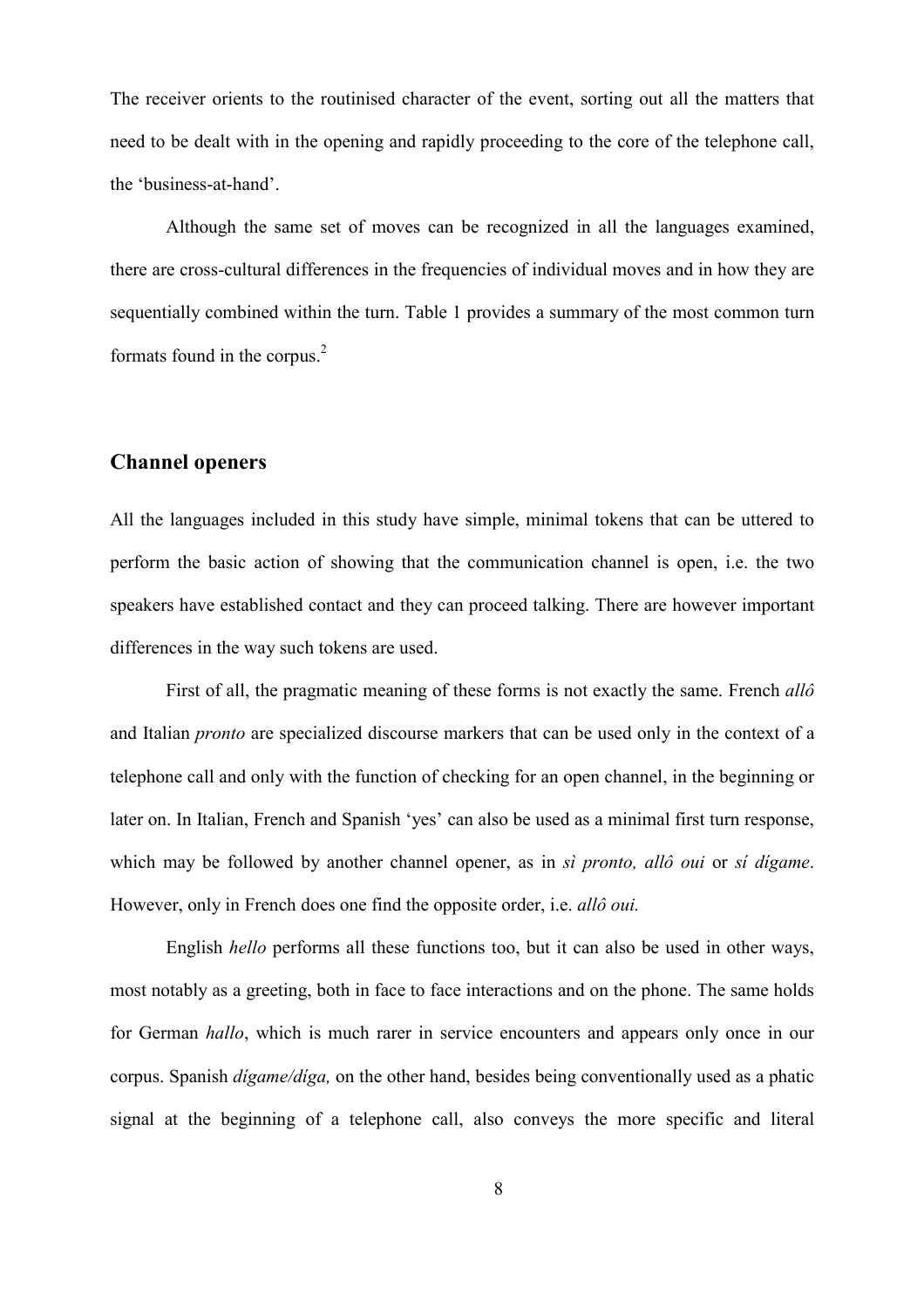The receiver orients to the routinised character of the event, sorting out all the matters that need to be dealt with in the opening and rapidly proceeding to the core of the telephone call, the 'business-at-hand'.

Although the same set of moves can be recognized in all the languages examined, there are cross-cultural differences in the frequencies of individual moves and in how they are sequentially combined within the turn. Table 1 provides a summary of the most common turn formats found in the corpus.[2]

## Channel openers

All the languages included in this study have simple, minimal tokens that can be uttered to perform the basic action of showing that the communication channel is open, i.e. the two speakers have established contact and they can proceed talking. There are however important differences in the way such tokens are used.

First of all, the pragmatic meaning of these forms is not exactly the same. French *allô* and Italian *pronto* are specialized discourse markers that can be used only in the context of a telephone call and only with the function of checking for an open channel, in the beginning or later on. In Italian, French and Spanish 'yes' can also be used as a minimal first turn response, which may be followed by another channel opener, as in *sì pronto, allô oui* or *sí dígame*. However, only in French does one find the opposite order, i.e. *allô oui.*

English *hello* performs all these functions too, but it can also be used in other ways, most notably as a greeting, both in face to face interactions and on the phone. The same holds for German *hallo*, which is much rarer in service encounters and appears only once in our corpus. Spanish *dígame/díga,* on the other hand, besides being conventionally used as a phatic signal at the beginning of a telephone call, also conveys the more specific and literal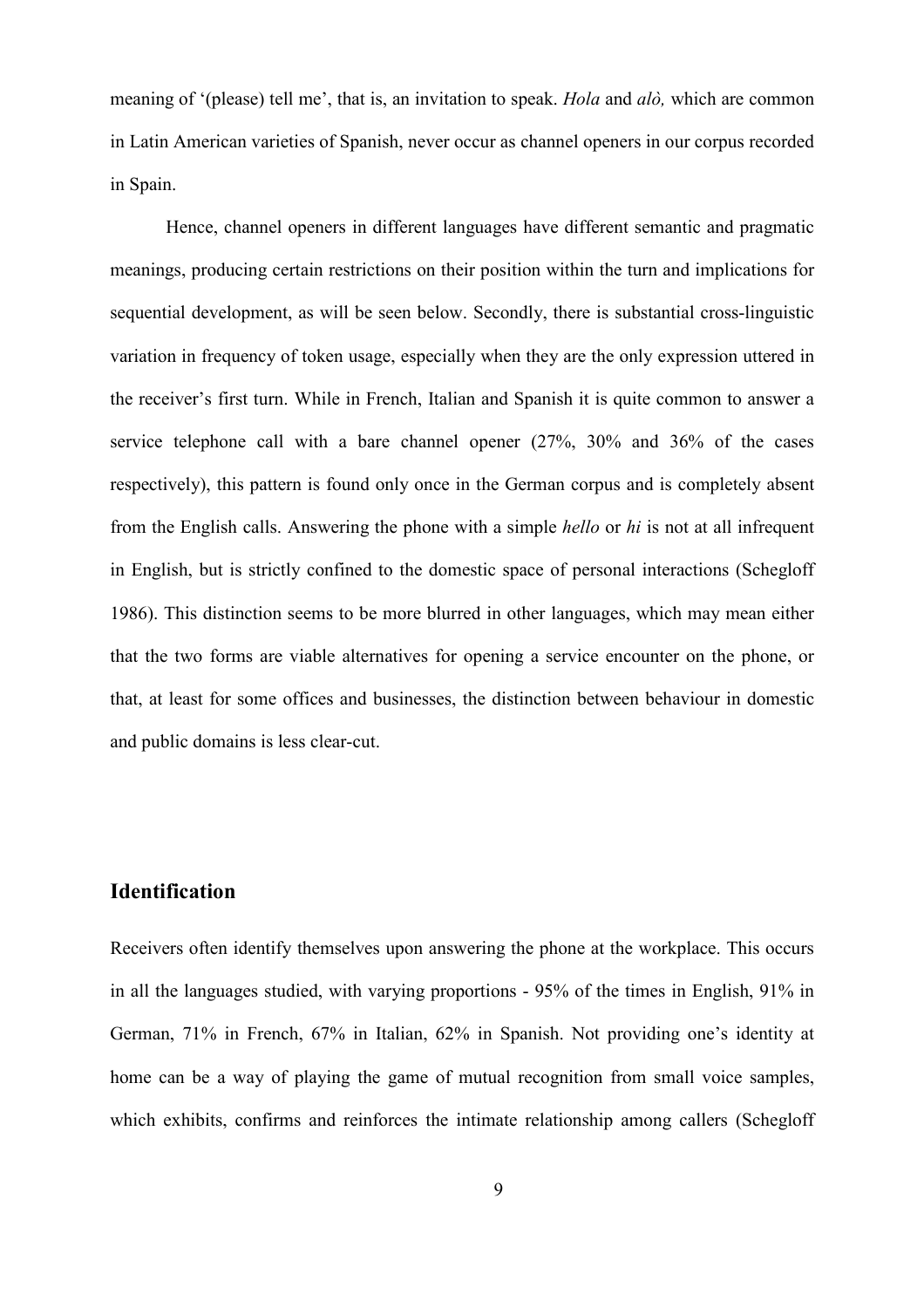meaning of '(please) tell me', that is, an invitation to speak. *Hola* and *alò,* which are common in Latin American varieties of Spanish, never occur as channel openers in our corpus recorded in Spain.

Hence, channel openers in different languages have different semantic and pragmatic meanings, producing certain restrictions on their position within the turn and implications for sequential development, as will be seen below. Secondly, there is substantial cross-linguistic variation in frequency of token usage, especially when they are the only expression uttered in the receiver's first turn. While in French, Italian and Spanish it is quite common to answer a service telephone call with a bare channel opener (27%, 30% and 36% of the cases respectively), this pattern is found only once in the German corpus and is completely absent from the English calls. Answering the phone with a simple *hello* or *hi* is not at all infrequent in English, but is strictly confined to the domestic space of personal interactions (Schegloff 1986). This distinction seems to be more blurred in other languages, which may mean either that the two forms are viable alternatives for opening a service encounter on the phone, or that, at least for some offices and businesses, the distinction between behaviour in domestic and public domains is less clear-cut.

## Identification

Receivers often identify themselves upon answering the phone at the workplace. This occurs in all the languages studied, with varying proportions - 95% of the times in English, 91% in German, 71% in French, 67% in Italian, 62% in Spanish. Not providing one's identity at home can be a way of playing the game of mutual recognition from small voice samples, which exhibits, confirms and reinforces the intimate relationship among callers (Schegloff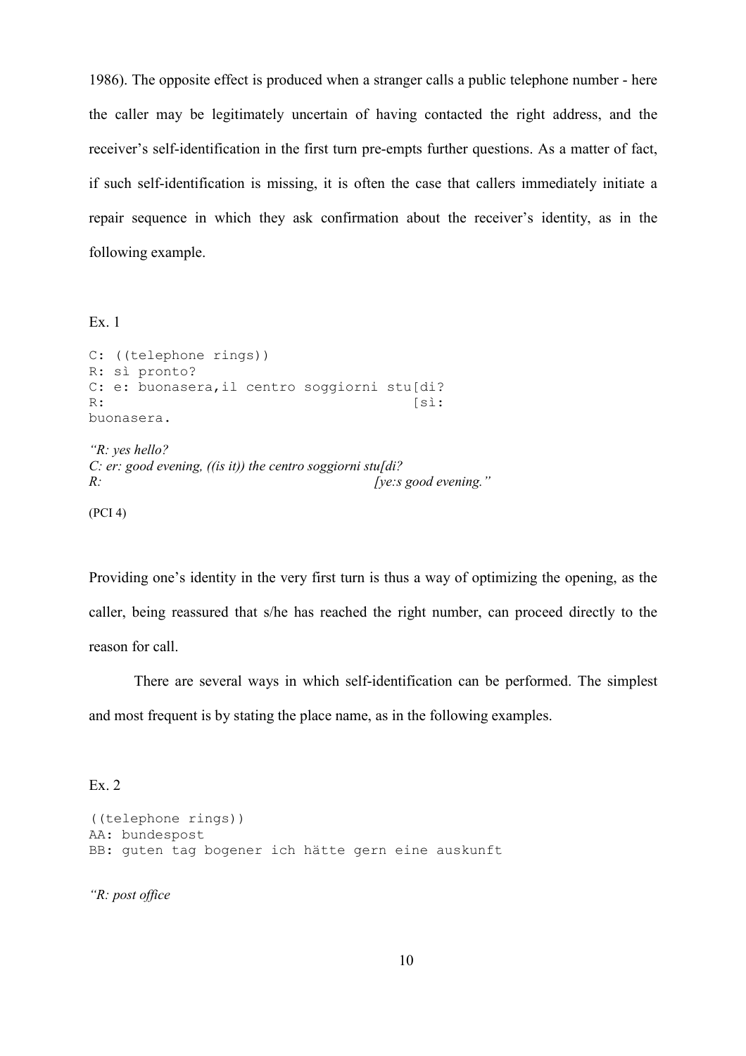1986). The opposite effect is produced when a stranger calls a public telephone number - here the caller may be legitimately uncertain of having contacted the right address, and the receiver's self-identification in the first turn pre-empts further questions. As a matter of fact, if such self-identification is missing, it is often the case that callers immediately initiate a repair sequence in which they ask confirmation about the receiver's identity, as in the following example.

Ex. 1

```
C: ((telephone rings))
R: sì pronto?
C: e: buonasera,il centro soggiorni stu[di?
R:                                     [sì:
buonasera.
```

*"R: yes hello?*
*C: er: good evening, ((is it)) the centro soggiorni stu[di?*
*R:                                                     [ye:s good evening."*

(PCI 4)

Providing one's identity in the very first turn is thus a way of optimizing the opening, as the caller, being reassured that s/he has reached the right number, can proceed directly to the reason for call.

There are several ways in which self-identification can be performed. The simplest and most frequent is by stating the place name, as in the following examples.

Ex. 2

```
((telephone rings))
AA: bundespost
BB: guten tag bogener ich hätte gern eine auskunft
```

*"R: post office*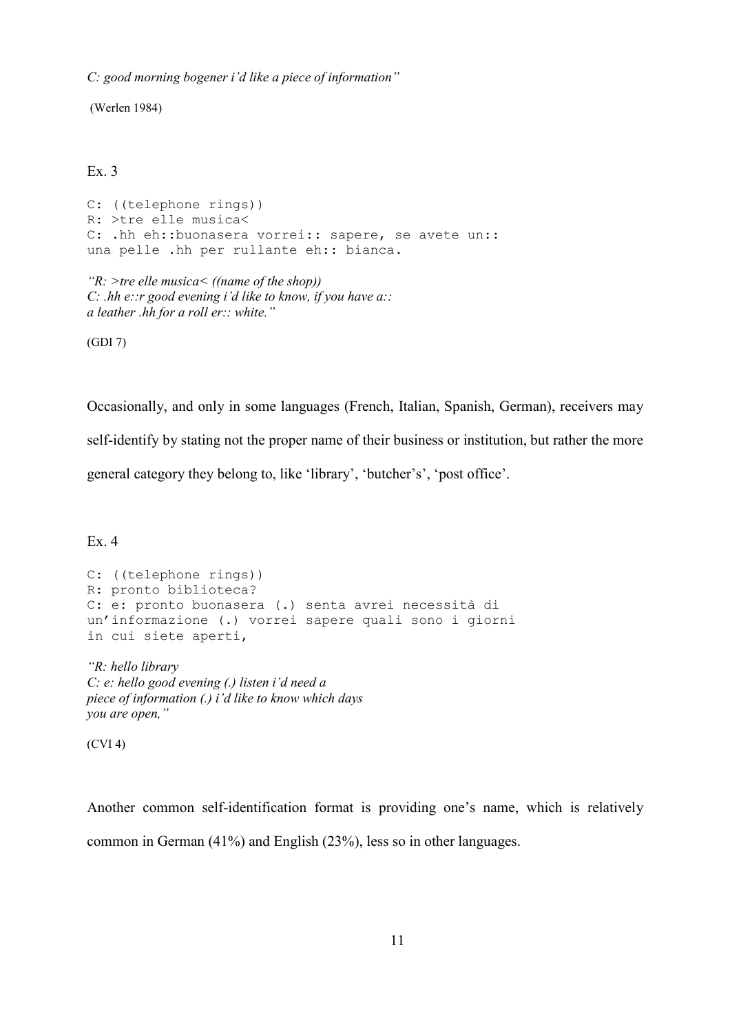*C: good morning bogener i'd like a piece of information"*

(Werlen 1984)

Ex. 3

```
C: ((telephone rings))
R: >tre elle musica<
C: .hh eh::buonasera vorrei:: sapere, se avete un::
una pelle .hh per rullante eh:: bianca.
```

*"R: >tre elle musica< ((name of the shop))*
*C: .hh e::r good evening i'd like to know, if you have a::*
*a leather .hh for a roll er:: white."*

(GDI 7)

Occasionally, and only in some languages (French, Italian, Spanish, German), receivers may self-identify by stating not the proper name of their business or institution, but rather the more general category they belong to, like 'library', 'butcher's', 'post office'.

Ex. 4

```
C: ((telephone rings))
R: pronto biblioteca?
C: e: pronto buonasera (.) senta avrei necessità di
un'informazione (.) vorrei sapere quali sono i giorni
in cui siete aperti,
```

*"R: hello library*
*C: e: hello good evening (.) listen i'd need a*
*piece of information (.) i'd like to know which days*
*you are open,"*

(CVI 4)

Another common self-identification format is providing one's name, which is relatively common in German (41%) and English (23%), less so in other languages.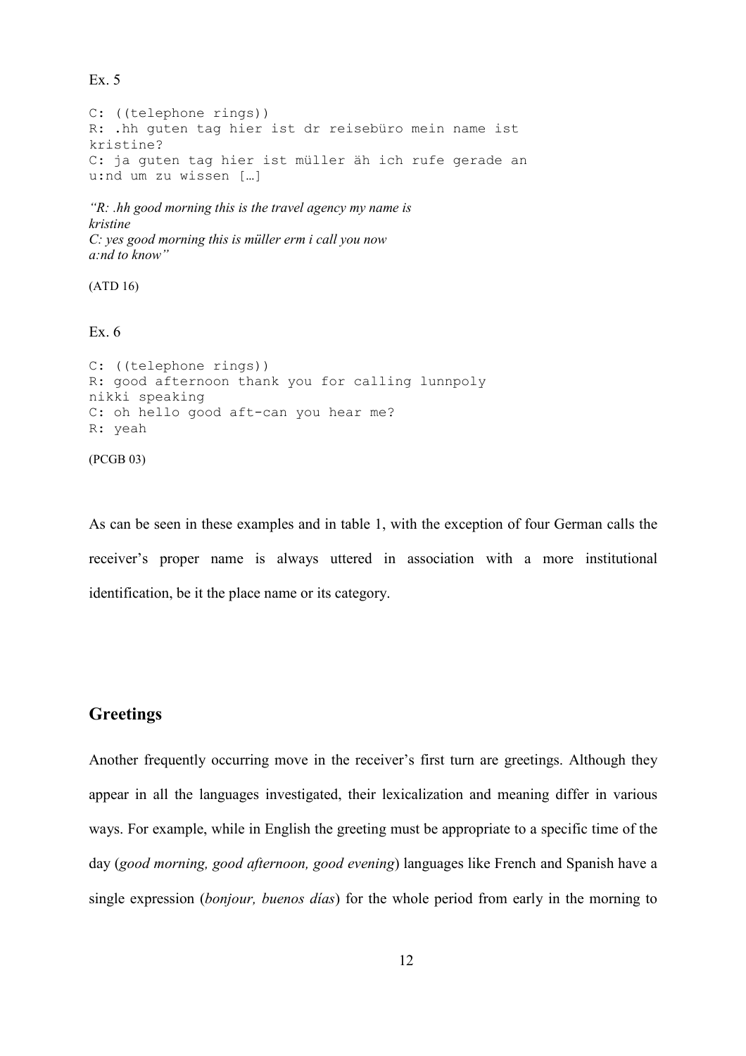Ex. 5

```
C: ((telephone rings))
R: .hh guten tag hier ist dr reisebüro mein name ist
kristine?
C: ja guten tag hier ist müller äh ich rufe gerade an
u:nd um zu wissen […]
```

*"R: .hh good morning this is the travel agency my name is kristine*
*C: yes good morning this is müller erm i call you now a:nd to know"*

(ATD 16)

Ex. 6

```
C: ((telephone rings))
R: good afternoon thank you for calling lunnpoly
nikki speaking
C: oh hello good aft-can you hear me?
R: yeah
```

(PCGB 03)

As can be seen in these examples and in table 1, with the exception of four German calls the receiver's proper name is always uttered in association with a more institutional identification, be it the place name or its category.

## Greetings

Another frequently occurring move in the receiver's first turn are greetings. Although they appear in all the languages investigated, their lexicalization and meaning differ in various ways. For example, while in English the greeting must be appropriate to a specific time of the day (*good morning, good afternoon, good evening*) languages like French and Spanish have a single expression (*bonjour, buenos días*) for the whole period from early in the morning to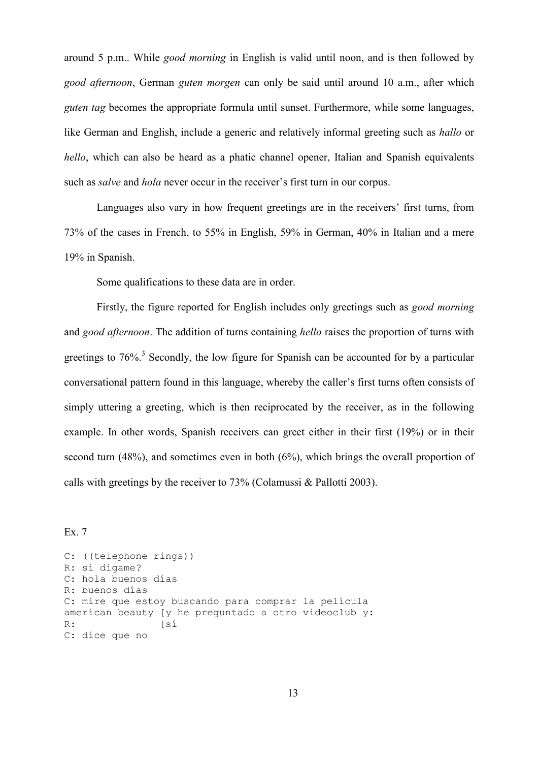around 5 p.m.. While *good morning* in English is valid until noon, and is then followed by *good afternoon*, German *guten morgen* can only be said until around 10 a.m., after which *guten tag* becomes the appropriate formula until sunset. Furthermore, while some languages, like German and English, include a generic and relatively informal greeting such as *hallo* or *hello*, which can also be heard as a phatic channel opener, Italian and Spanish equivalents such as *salve* and *hola* never occur in the receiver's first turn in our corpus.

Languages also vary in how frequent greetings are in the receivers' first turns, from 73% of the cases in French, to 55% in English, 59% in German, 40% in Italian and a mere 19% in Spanish.

Some qualifications to these data are in order.

Firstly, the figure reported for English includes only greetings such as *good morning* and *good afternoon*. The addition of turns containing *hello* raises the proportion of turns with greetings to 76%.[3] Secondly, the low figure for Spanish can be accounted for by a particular conversational pattern found in this language, whereby the caller's first turns often consists of simply uttering a greeting, which is then reciprocated by the receiver, as in the following example. In other words, Spanish receivers can greet either in their first (19%) or in their second turn (48%), and sometimes even in both (6%), which brings the overall proportion of calls with greetings by the receiver to 73% (Colamussi & Pallotti 2003).

Ex. 7

```
C: ((telephone rings))
R: sí dígame?
C: hola buenos días
R: buenos días
C: mire que estoy buscando para comprar la película
american beauty [y he preguntado a otro videoclub y:
R:              [sí
C: dice que no
```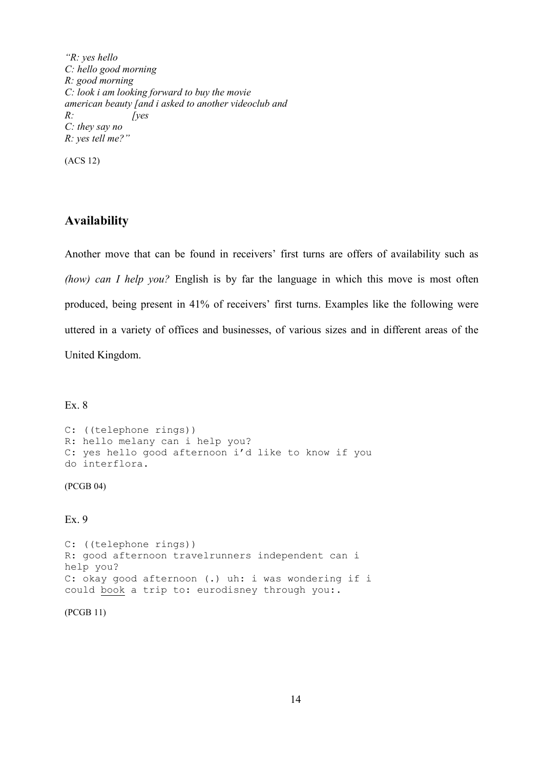*"R: yes hello*
*C: hello good morning*
*R: good morning*
*C: look i am looking forward to buy the movie american beauty [and i asked to another videoclub and*
*R: [yes*
*C: they say no*
*R: yes tell me?"*

(ACS 12)

## Availability

Another move that can be found in receivers' first turns are offers of availability such as *(how) can I help you?* English is by far the language in which this move is most often produced, being present in 41% of receivers' first turns. Examples like the following were uttered in a variety of offices and businesses, of various sizes and in different areas of the United Kingdom.

Ex. 8

```
C: ((telephone rings))
R: hello melany can i help you?
C: yes hello good afternoon i'd like to know if you
do interflora.
```

(PCGB 04)

Ex. 9

```
C: ((telephone rings))
R: good afternoon travelrunners independent can i
help you?
C: okay good afternoon (.) uh: i was wondering if i
could book a trip to: eurodisney through you:.
```

(PCGB 11)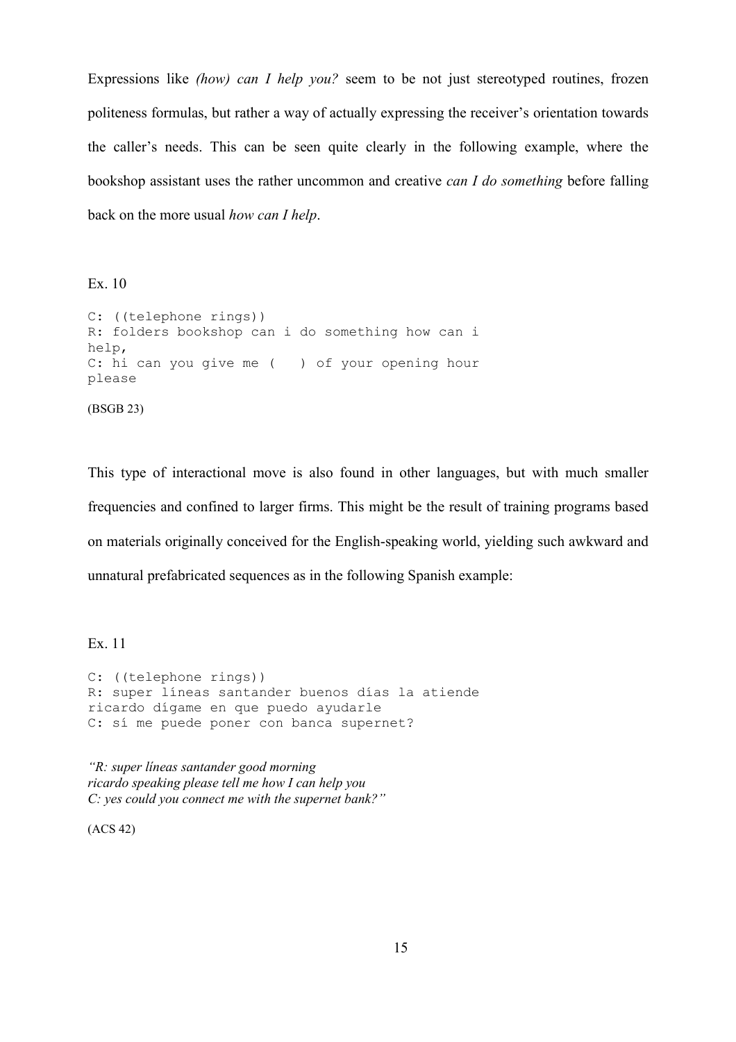Expressions like *(how) can I help you?* seem to be not just stereotyped routines, frozen politeness formulas, but rather a way of actually expressing the receiver's orientation towards the caller's needs. This can be seen quite clearly in the following example, where the bookshop assistant uses the rather uncommon and creative *can I do something* before falling back on the more usual *how can I help*.

Ex. 10

```
C: ((telephone rings))
R: folders bookshop can i do something how can i
help,
C: hi can you give me (   ) of your opening hour
please
```

(BSGB 23)

This type of interactional move is also found in other languages, but with much smaller frequencies and confined to larger firms. This might be the result of training programs based on materials originally conceived for the English-speaking world, yielding such awkward and unnatural prefabricated sequences as in the following Spanish example:

Ex. 11

```
C: ((telephone rings))
R: super líneas santander buenos días la atiende
ricardo dígame en que puedo ayudarle
C: sí me puede poner con banca supernet?
```

*"R: super líneas santander good morning*
*ricardo speaking please tell me how I can help you*
*C: yes could you connect me with the supernet bank?"*

(ACS 42)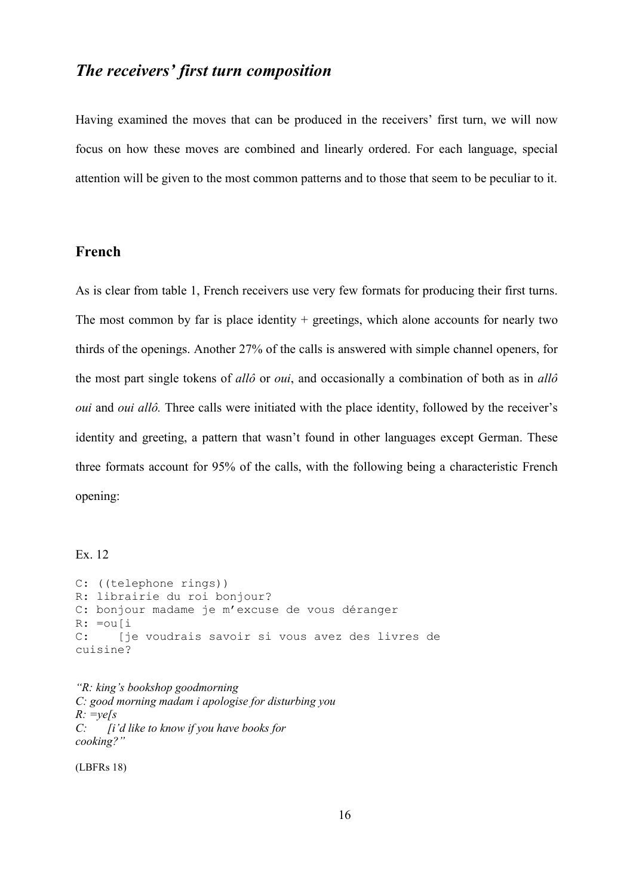## *The receivers' first turn composition*

Having examined the moves that can be produced in the receivers' first turn, we will now focus on how these moves are combined and linearly ordered. For each language, special attention will be given to the most common patterns and to those that seem to be peculiar to it.

### French

As is clear from table 1, French receivers use very few formats for producing their first turns. The most common by far is place identity + greetings, which alone accounts for nearly two thirds of the openings. Another 27% of the calls is answered with simple channel openers, for the most part single tokens of *allô* or *oui*, and occasionally a combination of both as in *allô oui* and *oui allô.* Three calls were initiated with the place identity, followed by the receiver's identity and greeting, a pattern that wasn't found in other languages except German. These three formats account for 95% of the calls, with the following being a characteristic French opening:

Ex. 12

```
C: ((telephone rings))
R: librairie du roi bonjour?
C: bonjour madame je m'excuse de vous déranger
R: =ou[i
C:    [je voudrais savoir si vous avez des livres de
cuisine?
```

*"R: king's bookshop goodmorning*
*C: good morning madam i apologise for disturbing you*
*R: =ye[s*
*C:     [i'd like to know if you have books for*
*cooking?"*

(LBFRs 18)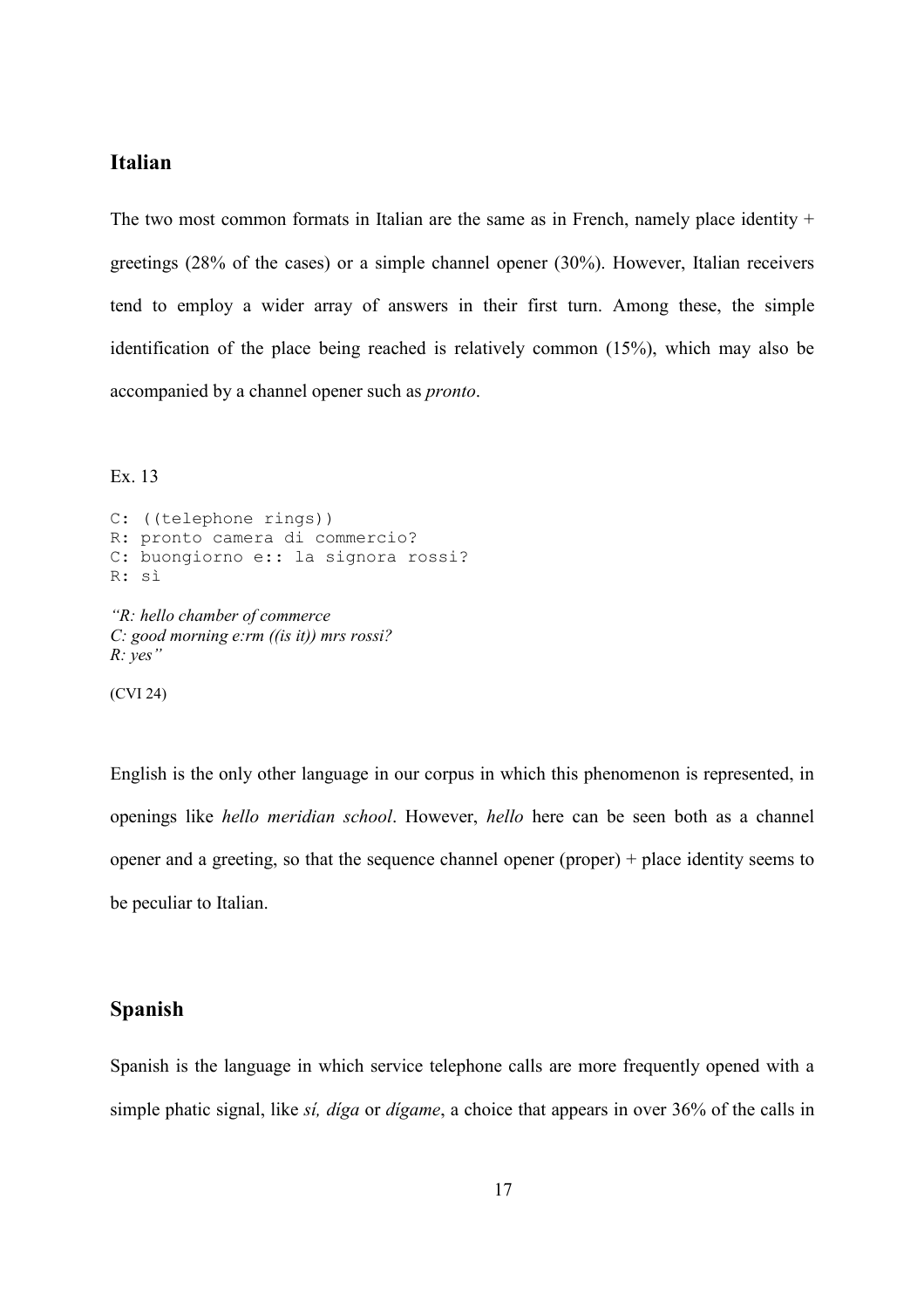## Italian

The two most common formats in Italian are the same as in French, namely place identity + greetings (28% of the cases) or a simple channel opener (30%). However, Italian receivers tend to employ a wider array of answers in their first turn. Among these, the simple identification of the place being reached is relatively common (15%), which may also be accompanied by a channel opener such as *pronto*.

Ex. 13

```
C: ((telephone rings))
R: pronto camera di commercio?
C: buongiorno e:: la signora rossi?
R: sì
```

*"R: hello chamber of commerce*
*C: good morning e:rm ((is it)) mrs rossi?*
*R: yes"*

(CVI 24)

English is the only other language in our corpus in which this phenomenon is represented, in openings like *hello meridian school*. However, *hello* here can be seen both as a channel opener and a greeting, so that the sequence channel opener (proper) + place identity seems to be peculiar to Italian.

## Spanish

Spanish is the language in which service telephone calls are more frequently opened with a simple phatic signal, like *sí, díga* or *dígame*, a choice that appears in over 36% of the calls in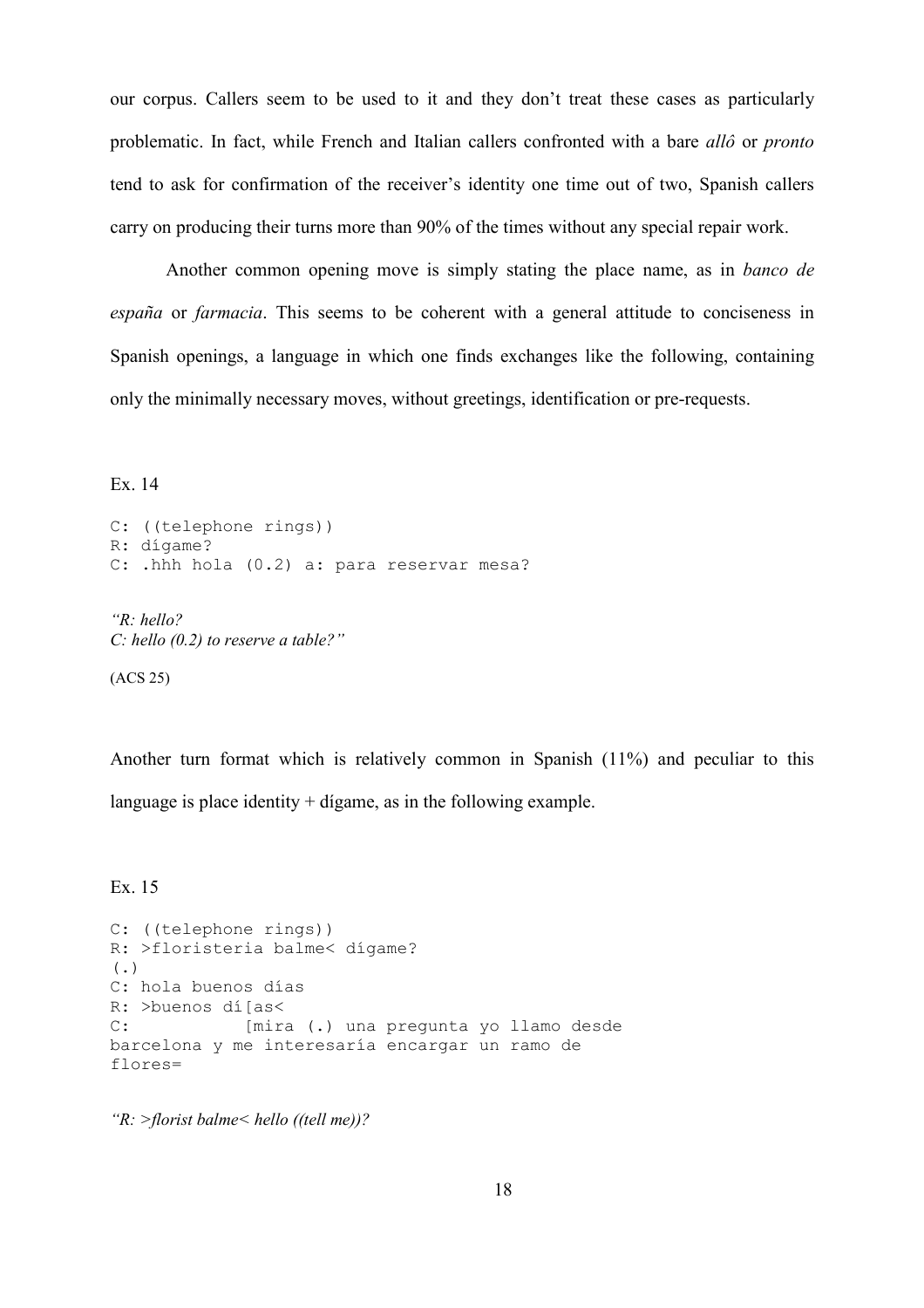our corpus. Callers seem to be used to it and they don't treat these cases as particularly problematic. In fact, while French and Italian callers confronted with a bare *allô* or *pronto* tend to ask for confirmation of the receiver's identity one time out of two, Spanish callers carry on producing their turns more than 90% of the times without any special repair work.

Another common opening move is simply stating the place name, as in *banco de españa* or *farmacia*. This seems to be coherent with a general attitude to conciseness in Spanish openings, a language in which one finds exchanges like the following, containing only the minimally necessary moves, without greetings, identification or pre-requests.

Ex. 14

```
C: ((telephone rings))
R: dígame?
C: .hhh hola (0.2) a: para reservar mesa?
```

*"R: hello?*
*C: hello (0.2) to reserve a table?"*

(ACS 25)

Another turn format which is relatively common in Spanish (11%) and peculiar to this language is place identity + dígame, as in the following example.

Ex. 15

```
C: ((telephone rings))
R: >floristeria balme< dígame?
(.)
C: hola buenos días
R: >buenos dí[as<
C:           [mira (.) una pregunta yo llamo desde
barcelona y me interesaría encargar un ramo de
flores=
```

*"R: >florist balme< hello ((tell me))?*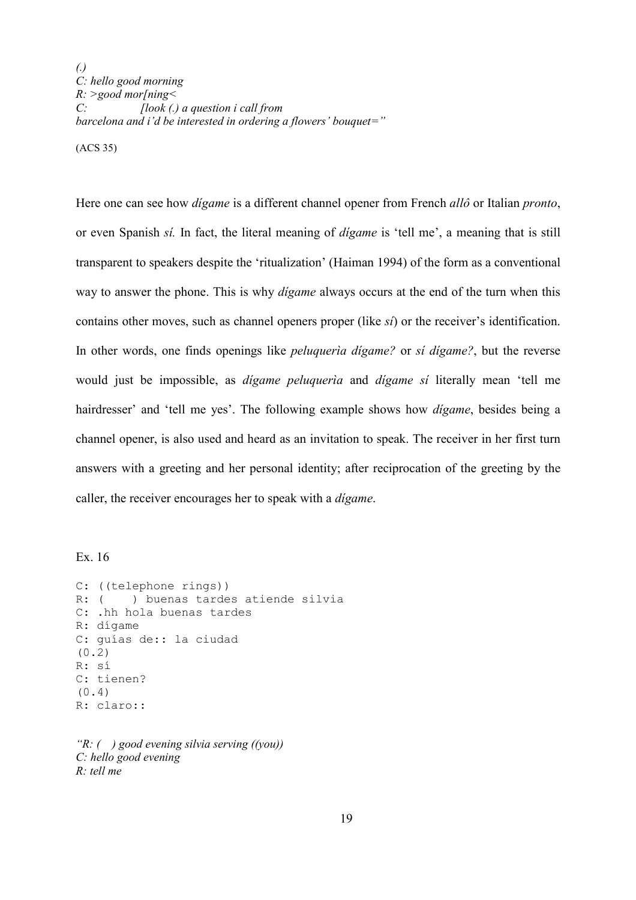*(.)*
*C: hello good morning*
*R: >good mor[ning<*
*C: [look (.) a question i call from barcelona and i'd be interested in ordering a flowers' bouquet="*

(ACS 35)

Here one can see how *dígame* is a different channel opener from French *allô* or Italian *pronto*, or even Spanish *sí.* In fact, the literal meaning of *dígame* is 'tell me', a meaning that is still transparent to speakers despite the 'ritualization' (Haiman 1994) of the form as a conventional way to answer the phone. This is why *dígame* always occurs at the end of the turn when this contains other moves, such as channel openers proper (like *sí*) or the receiver's identification. In other words, one finds openings like *peluquerìa dígame?* or *sí dígame?*, but the reverse would just be impossible, as *dígame peluquerìa* and *dígame sí* literally mean 'tell me hairdresser' and 'tell me yes'. The following example shows how *dígame*, besides being a channel opener, is also used and heard as an invitation to speak. The receiver in her first turn answers with a greeting and her personal identity; after reciprocation of the greeting by the caller, the receiver encourages her to speak with a *dígame*.

Ex. 16

```
C: ((telephone rings))
R: (     ) buenas tardes atiende silvia
C: .hh hola buenas tardes
R: dígame
C: guías de:: la ciudad
(0.2)
R: sí
C: tienen?
(0.4)
R: claro::
```

*"R: (    ) good evening silvia serving ((you))*
*C: hello good evening*
*R: tell me*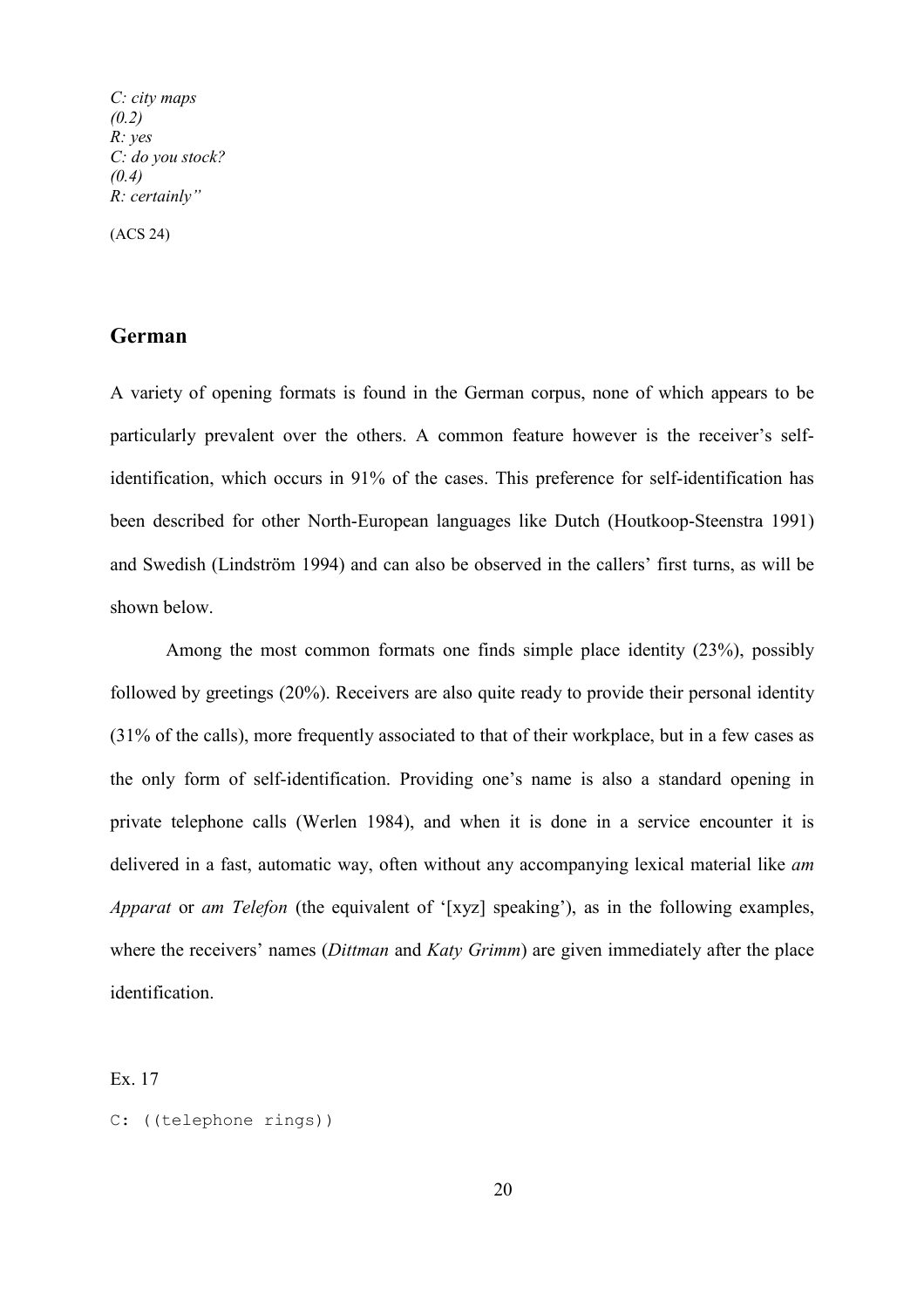*C: city maps*  
*(0.2)*  
*R: yes*  
*C: do you stock?*  
*(0.4)*  
*R: certainly"*

(ACS 24)

## German

A variety of opening formats is found in the German corpus, none of which appears to be particularly prevalent over the others. A common feature however is the receiver's self-identification, which occurs in 91% of the cases. This preference for self-identification has been described for other North-European languages like Dutch (Houtkoop-Steenstra 1991) and Swedish (Lindström 1994) and can also be observed in the callers' first turns, as will be shown below.

Among the most common formats one finds simple place identity (23%), possibly followed by greetings (20%). Receivers are also quite ready to provide their personal identity (31% of the calls), more frequently associated to that of their workplace, but in a few cases as the only form of self-identification. Providing one's name is also a standard opening in private telephone calls (Werlen 1984), and when it is done in a service encounter it is delivered in a fast, automatic way, often without any accompanying lexical material like *am Apparat* or *am Telefon* (the equivalent of '[xyz] speaking'), as in the following examples, where the receivers' names (*Dittman* and *Katy Grimm*) are given immediately after the place identification.

Ex. 17

```
C: ((telephone rings))
```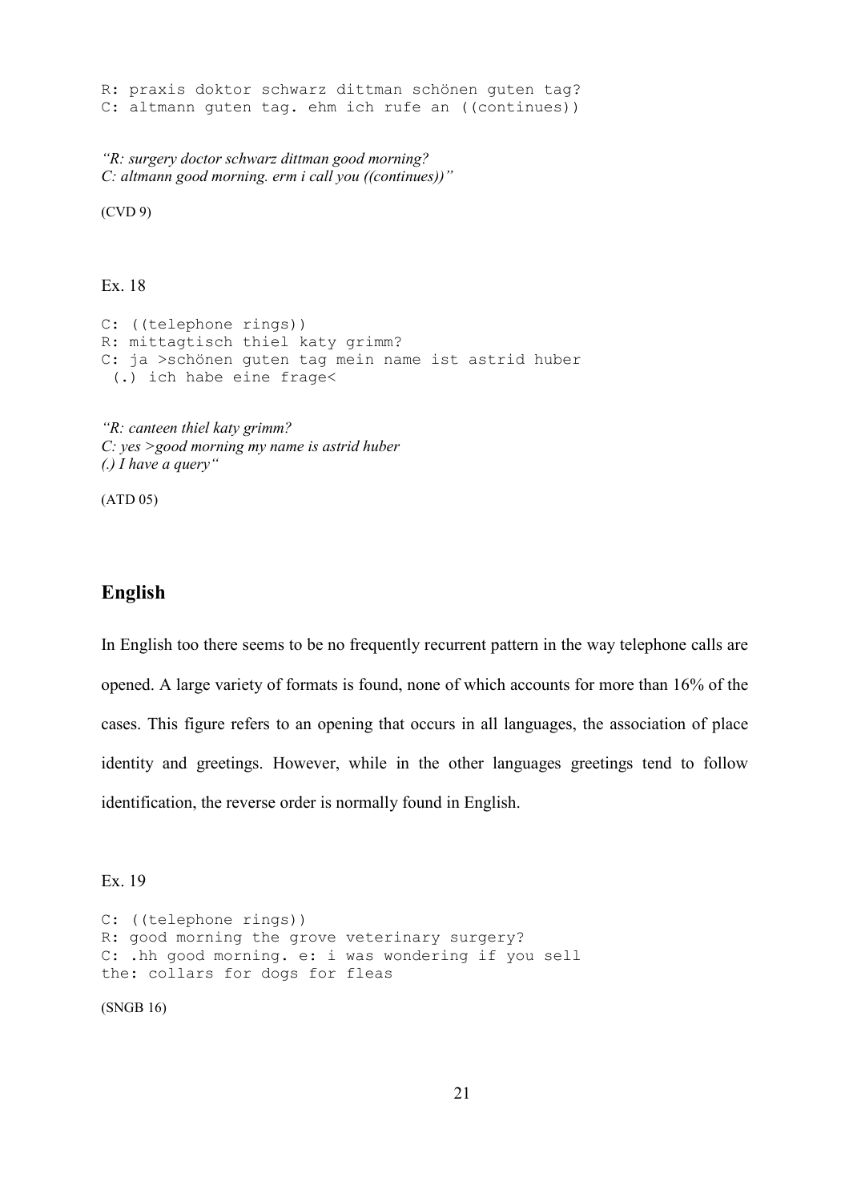```
R: praxis doktor schwarz dittman schönen guten tag?
C: altmann guten tag. ehm ich rufe an ((continues))
```

*"R: surgery doctor schwarz dittman good morning?*
*C: altmann good morning. erm i call you ((continues))"*

(CVD 9)

Ex. 18

```
C: ((telephone rings))
R: mittagtisch thiel katy grimm?
C: ja >schönen guten tag mein name ist astrid huber
 (.) ich habe eine frage<
```

*"R: canteen thiel katy grimm?*
*C: yes >good morning my name is astrid huber*
*(.) I have a query"*

(ATD 05)

## English

In English too there seems to be no frequently recurrent pattern in the way telephone calls are opened. A large variety of formats is found, none of which accounts for more than 16% of the cases. This figure refers to an opening that occurs in all languages, the association of place identity and greetings. However, while in the other languages greetings tend to follow identification, the reverse order is normally found in English.

Ex. 19

```
C: ((telephone rings))
R: good morning the grove veterinary surgery?
C: .hh good morning. e: i was wondering if you sell
the: collars for dogs for fleas
```

(SNGB 16)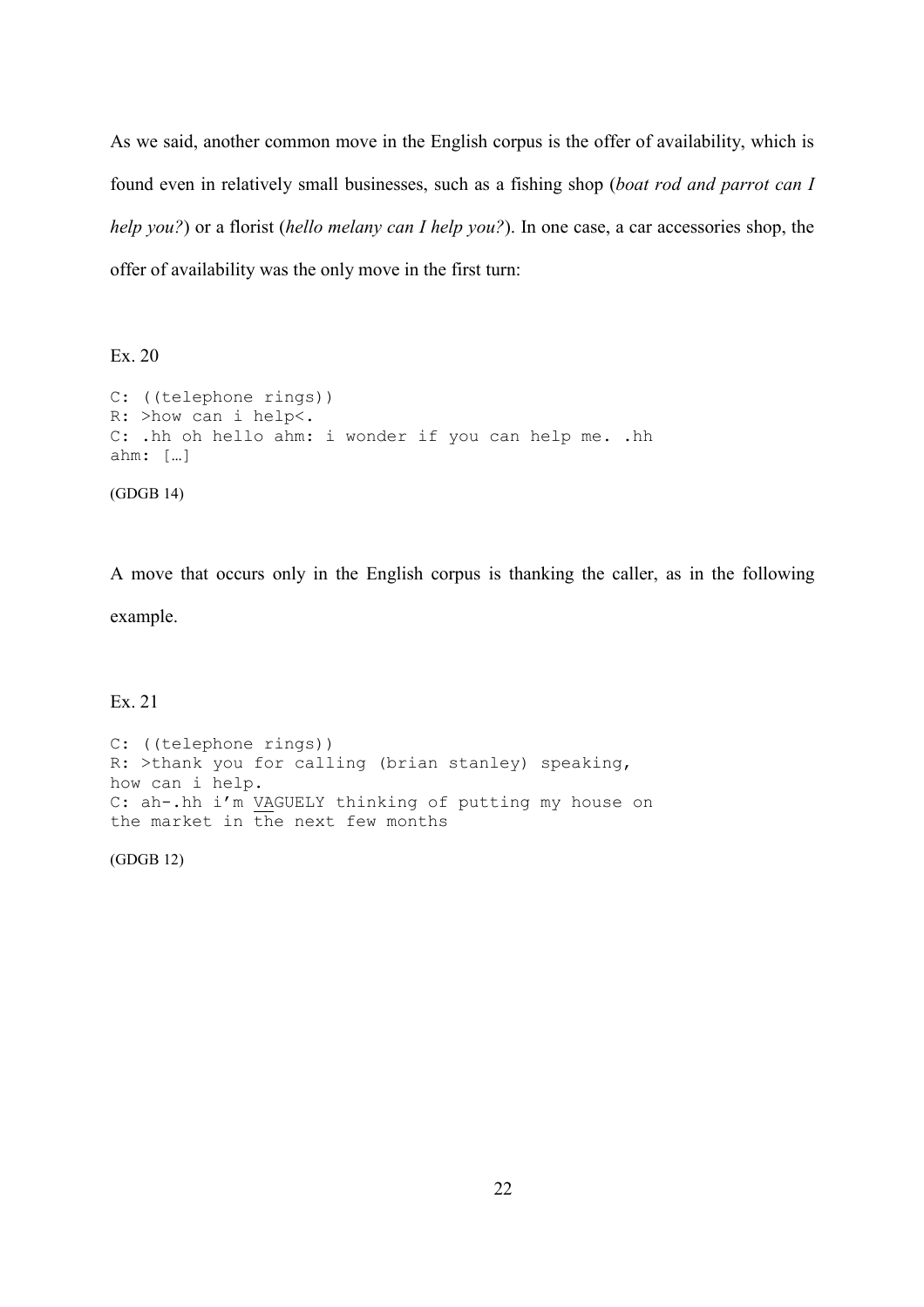As we said, another common move in the English corpus is the offer of availability, which is found even in relatively small businesses, such as a fishing shop (*boat rod and parrot can I help you?*) or a florist (*hello melany can I help you?*). In one case, a car accessories shop, the offer of availability was the only move in the first turn:

Ex. 20

```
C: ((telephone rings))
R: >how can i help<.
C: .hh oh hello ahm: i wonder if you can help me. .hh
ahm: […]
```

(GDGB 14)

A move that occurs only in the English corpus is thanking the caller, as in the following example.

Ex. 21

```
C: ((telephone rings))
R: >thank you for calling (brian stanley) speaking,
how can i help.
C: ah-.hh i'm VAGUELY thinking of putting my house on
the market in the next few months
```

(GDGB 12)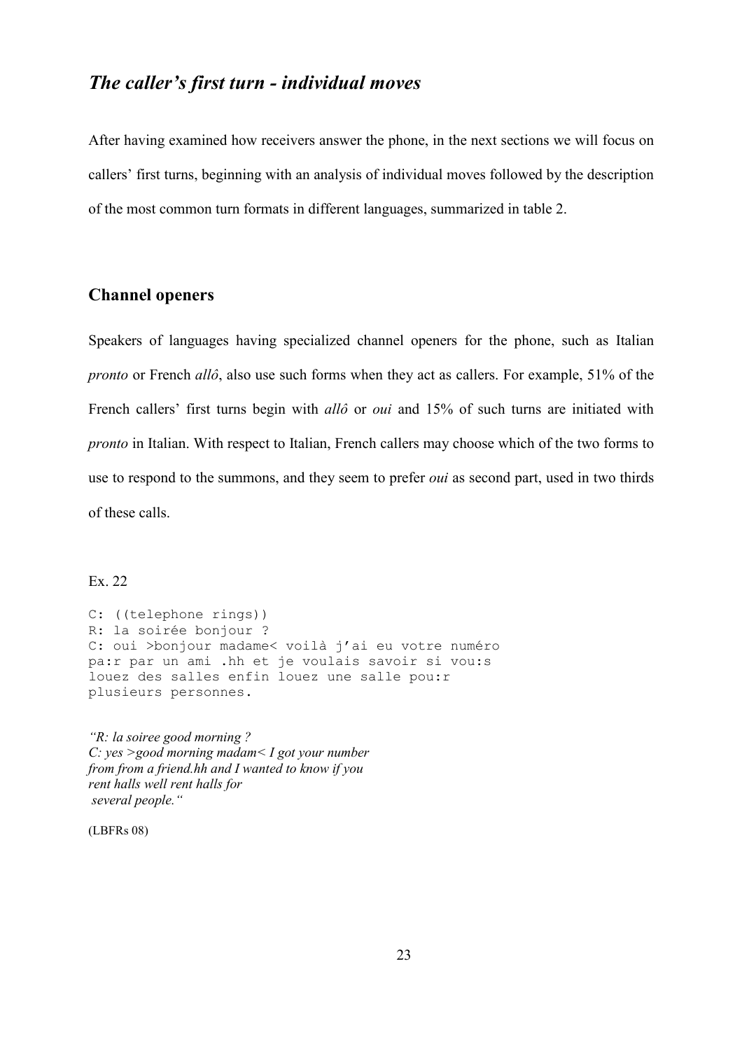## *The caller's first turn - individual moves*

After having examined how receivers answer the phone, in the next sections we will focus on callers' first turns, beginning with an analysis of individual moves followed by the description of the most common turn formats in different languages, summarized in table 2.

### Channel openers

Speakers of languages having specialized channel openers for the phone, such as Italian *pronto* or French *allô*, also use such forms when they act as callers. For example, 51% of the French callers' first turns begin with *allô* or *oui* and 15% of such turns are initiated with *pronto* in Italian. With respect to Italian, French callers may choose which of the two forms to use to respond to the summons, and they seem to prefer *oui* as second part, used in two thirds of these calls.

Ex. 22

```
C: ((telephone rings))
R: la soirée bonjour ?
C: oui >bonjour madame< voilà j'ai eu votre numéro
pa:r par un ami .hh et je voulais savoir si vou:s
louez des salles enfin louez une salle pou:r
plusieurs personnes.
```

*"R: la soiree good morning ?*
*C: yes >good morning madam< I got your number from from a friend.hh and I wanted to know if you rent halls well rent halls for several people."*

(LBFRs 08)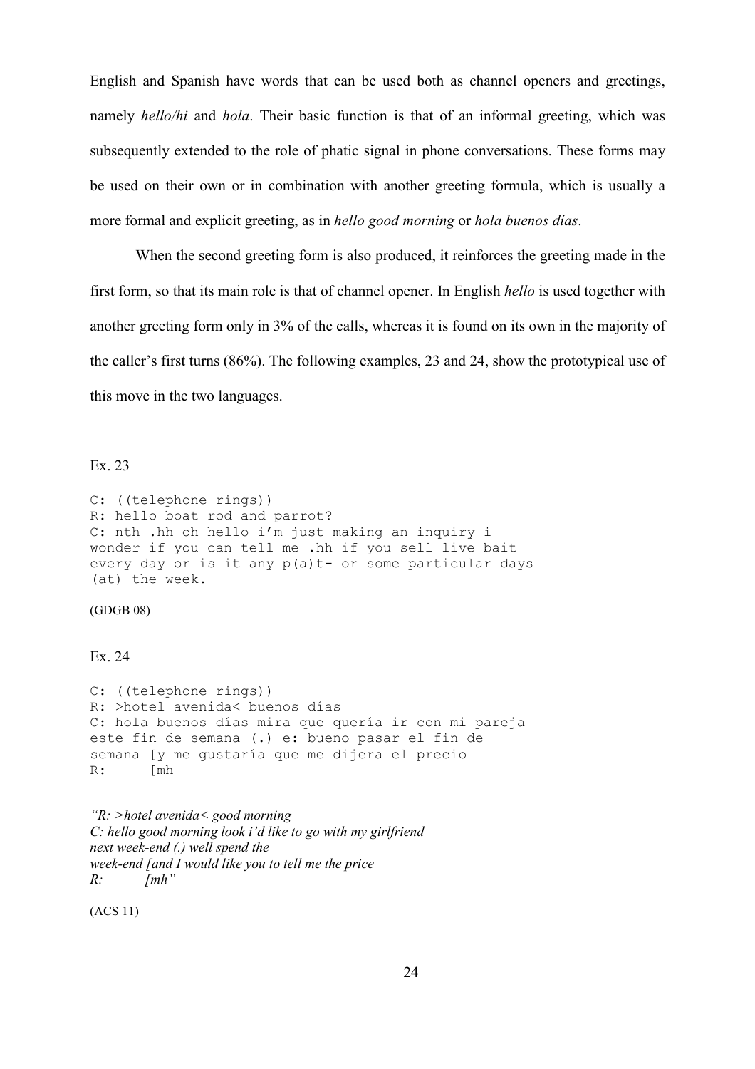English and Spanish have words that can be used both as channel openers and greetings, namely *hello/hi* and *hola*. Their basic function is that of an informal greeting, which was subsequently extended to the role of phatic signal in phone conversations. These forms may be used on their own or in combination with another greeting formula, which is usually a more formal and explicit greeting, as in *hello good morning* or *hola buenos días*.

When the second greeting form is also produced, it reinforces the greeting made in the first form, so that its main role is that of channel opener. In English *hello* is used together with another greeting form only in 3% of the calls, whereas it is found on its own in the majority of the caller's first turns (86%). The following examples, 23 and 24, show the prototypical use of this move in the two languages.

Ex. 23

```
C: ((telephone rings))
R: hello boat rod and parrot?
C: nth .hh oh hello i'm just making an inquiry i
wonder if you can tell me .hh if you sell live bait
every day or is it any p(a)t- or some particular days
(at) the week.
```

(GDGB 08)

Ex. 24

```
C: ((telephone rings))
R: >hotel avenida< buenos días
C: hola buenos días mira que quería ir con mi pareja
este fin de semana (.) e: bueno pasar el fin de
semana [y me gustaría que me dijera el precio
R:      [mh
```

*"R: >hotel avenida< good morning*
*C: hello good morning look i'd like to go with my girlfriend*
*next week-end (.) well spend the*
*week-end [and I would like you to tell me the price*
*R:        [mh"*

(ACS 11)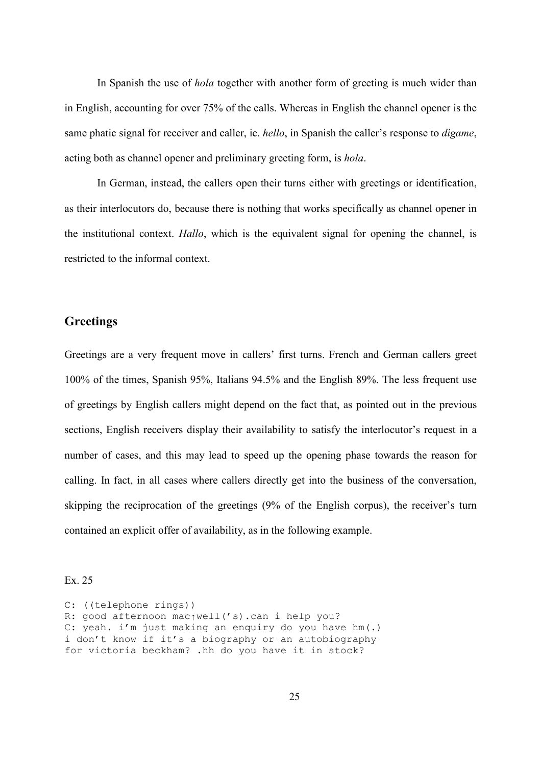In Spanish the use of *hola* together with another form of greeting is much wider than in English, accounting for over 75% of the calls. Whereas in English the channel opener is the same phatic signal for receiver and caller, ie. *hello*, in Spanish the caller's response to *digame*, acting both as channel opener and preliminary greeting form, is *hola*.

In German, instead, the callers open their turns either with greetings or identification, as their interlocutors do, because there is nothing that works specifically as channel opener in the institutional context. *Hallo*, which is the equivalent signal for opening the channel, is restricted to the informal context.

## Greetings

Greetings are a very frequent move in callers' first turns. French and German callers greet 100% of the times, Spanish 95%, Italians 94.5% and the English 89%. The less frequent use of greetings by English callers might depend on the fact that, as pointed out in the previous sections, English receivers display their availability to satisfy the interlocutor's request in a number of cases, and this may lead to speed up the opening phase towards the reason for calling. In fact, in all cases where callers directly get into the business of the conversation, skipping the reciprocation of the greetings (9% of the English corpus), the receiver's turn contained an explicit offer of availability, as in the following example.

Ex. 25

```
C: ((telephone rings))
R: good afternoon mac↑well('s).can i help you?
C: yeah. i'm just making an enquiry do you have hm(.)
i don't know if it's a biography or an autobiography
for victoria beckham? .hh do you have it in stock?
```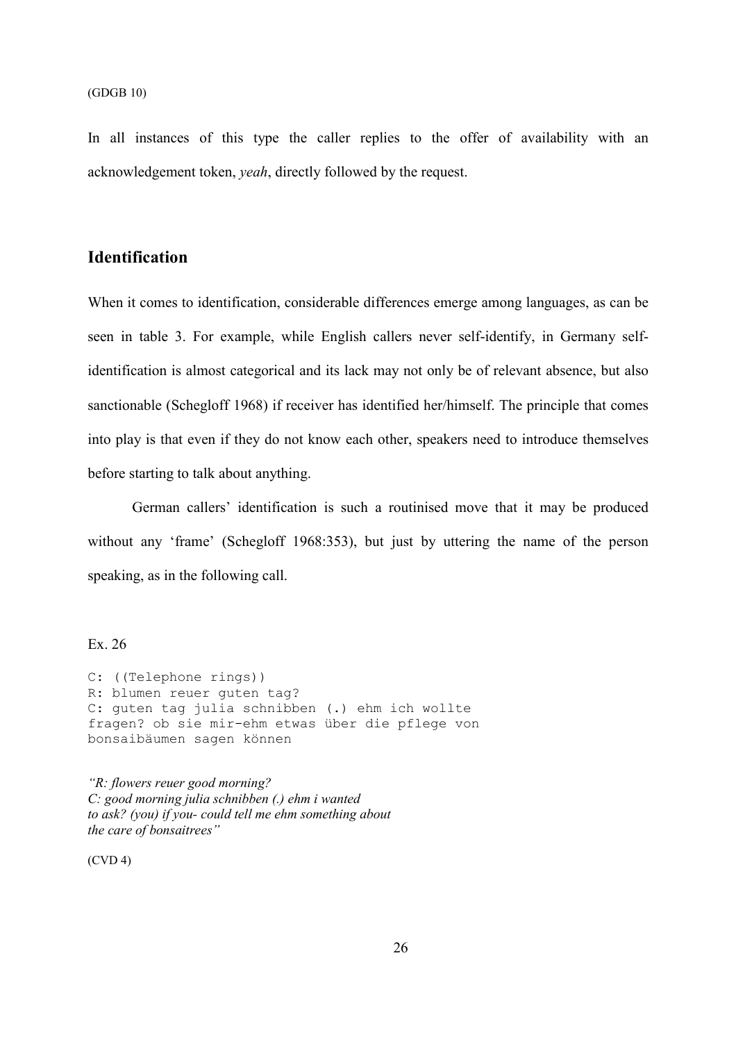(GDGB 10)

In all instances of this type the caller replies to the offer of availability with an acknowledgement token, *yeah*, directly followed by the request.

## Identification

When it comes to identification, considerable differences emerge among languages, as can be seen in table 3. For example, while English callers never self-identify, in Germany self-identification is almost categorical and its lack may not only be of relevant absence, but also sanctionable (Schegloff 1968) if receiver has identified her/himself. The principle that comes into play is that even if they do not know each other, speakers need to introduce themselves before starting to talk about anything.

German callers' identification is such a routinised move that it may be produced without any 'frame' (Schegloff 1968:353), but just by uttering the name of the person speaking, as in the following call.

Ex. 26

```
C: ((Telephone rings))
R: blumen reuer guten tag?
C: guten tag julia schnibben (.) ehm ich wollte
fragen? ob sie mir-ehm etwas über die pflege von
bonsaibäumen sagen können
```

*"R: flowers reuer good morning?*
*C: good morning julia schnibben (.) ehm i wanted*
*to ask? (you) if you- could tell me ehm something about*
*the care of bonsaitrees"*

(CVD 4)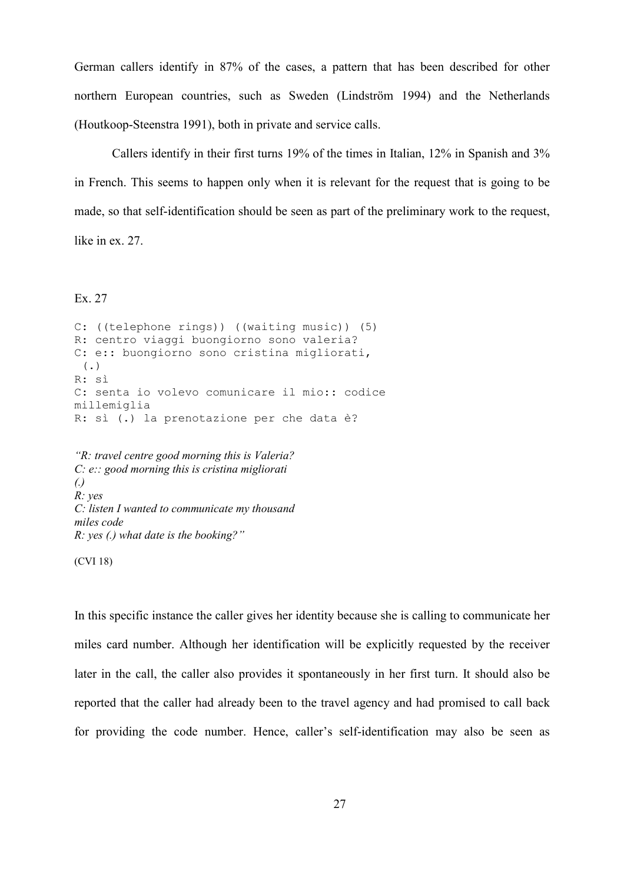German callers identify in 87% of the cases, a pattern that has been described for other northern European countries, such as Sweden (Lindström 1994) and the Netherlands (Houtkoop-Steenstra 1991), both in private and service calls.

Callers identify in their first turns 19% of the times in Italian, 12% in Spanish and 3% in French. This seems to happen only when it is relevant for the request that is going to be made, so that self-identification should be seen as part of the preliminary work to the request, like in ex. 27.

Ex. 27

```
C: ((telephone rings)) ((waiting music)) (5)
R: centro viaggi buongiorno sono valeria?
C: e:: buongiorno sono cristina migliorati,
 (.)
R: sì
C: senta io volevo comunicare il mio:: codice
millemiglia
R: sì (.) la prenotazione per che data è?
```

*"R: travel centre good morning this is Valeria?*
*C: e:: good morning this is cristina migliorati*
*(.)*
*R: yes*
*C: listen I wanted to communicate my thousand miles code*
*R: yes (.) what date is the booking?"*

(CVI 18)

In this specific instance the caller gives her identity because she is calling to communicate her miles card number. Although her identification will be explicitly requested by the receiver later in the call, the caller also provides it spontaneously in her first turn. It should also be reported that the caller had already been to the travel agency and had promised to call back for providing the code number. Hence, caller's self-identification may also be seen as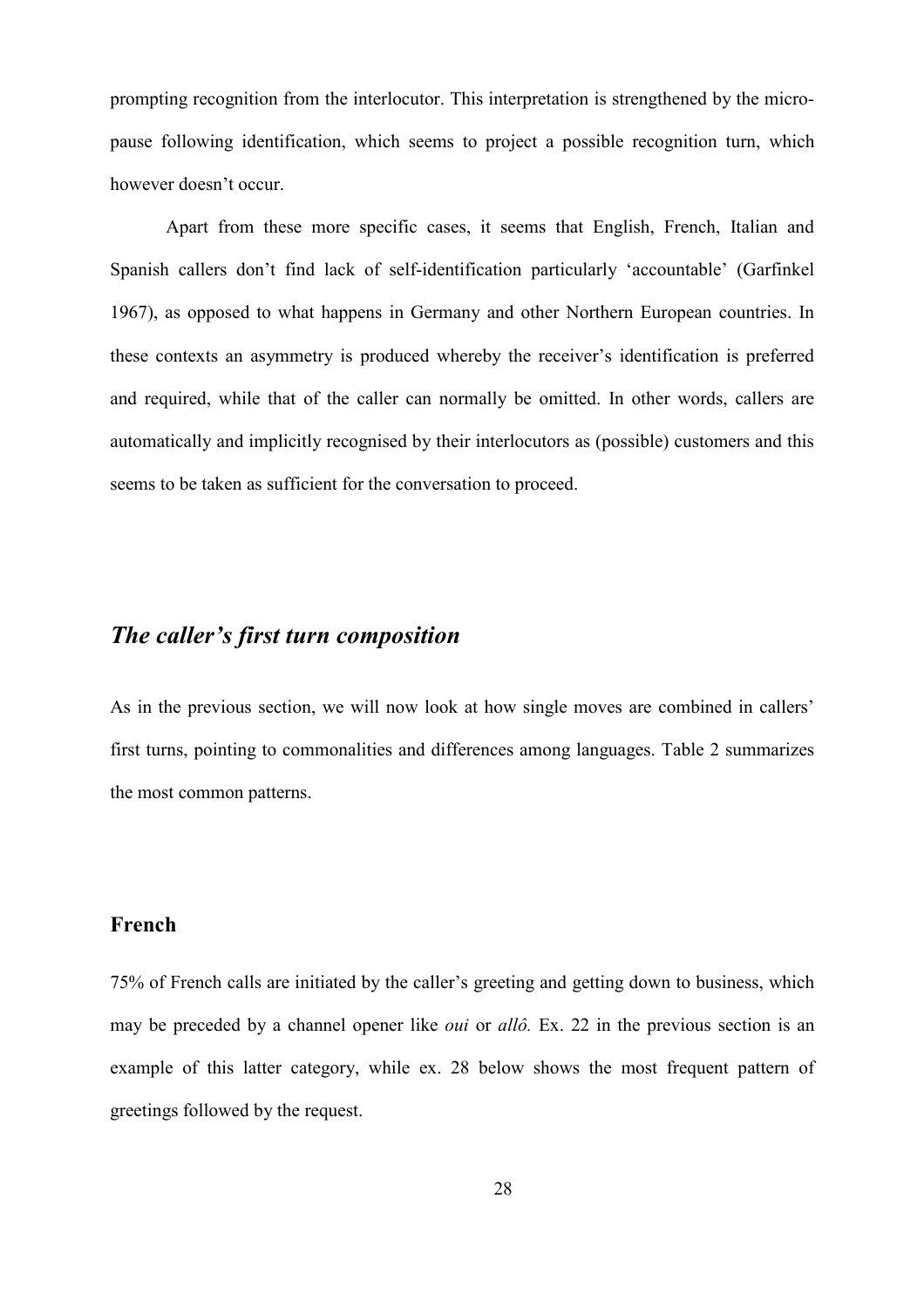prompting recognition from the interlocutor. This interpretation is strengthened by the micro-pause following identification, which seems to project a possible recognition turn, which however doesn't occur.

Apart from these more specific cases, it seems that English, French, Italian and Spanish callers don't find lack of self-identification particularly 'accountable' (Garfinkel 1967), as opposed to what happens in Germany and other Northern European countries. In these contexts an asymmetry is produced whereby the receiver's identification is preferred and required, while that of the caller can normally be omitted. In other words, callers are automatically and implicitly recognised by their interlocutors as (possible) customers and this seems to be taken as sufficient for the conversation to proceed.

## *The caller's first turn composition*

As in the previous section, we will now look at how single moves are combined in callers' first turns, pointing to commonalities and differences among languages. Table 2 summarizes the most common patterns.

### French

75% of French calls are initiated by the caller's greeting and getting down to business, which may be preceded by a channel opener like *oui* or *allô.* Ex. 22 in the previous section is an example of this latter category, while ex. 28 below shows the most frequent pattern of greetings followed by the request.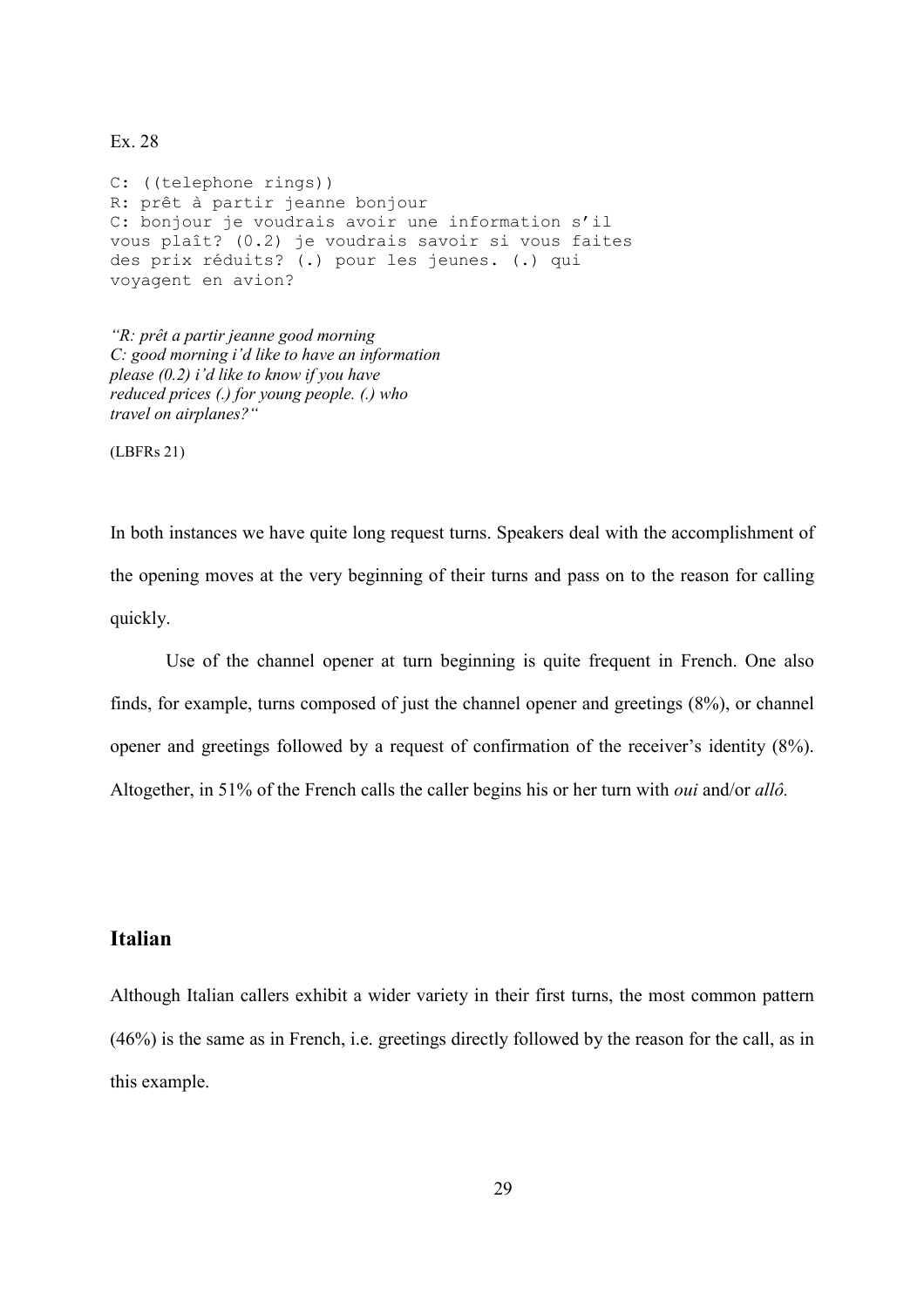Ex. 28

```
C: ((telephone rings))
R: prêt à partir jeanne bonjour
C: bonjour je voudrais avoir une information s'il
vous plaît? (0.2) je voudrais savoir si vous faites
des prix réduits? (.) pour les jeunes. (.) qui
voyagent en avion?
```

*"R: prêt a partir jeanne good morning*
*C: good morning i'd like to have an information*
*please (0.2) i'd like to know if you have*
*reduced prices (.) for young people. (.) who*
*travel on airplanes?"*

(LBFRs 21)

In both instances we have quite long request turns. Speakers deal with the accomplishment of the opening moves at the very beginning of their turns and pass on to the reason for calling quickly.

Use of the channel opener at turn beginning is quite frequent in French. One also finds, for example, turns composed of just the channel opener and greetings (8%), or channel opener and greetings followed by a request of confirmation of the receiver's identity (8%). Altogether, in 51% of the French calls the caller begins his or her turn with *oui* and/or *allô.*

## Italian

Although Italian callers exhibit a wider variety in their first turns, the most common pattern (46%) is the same as in French, i.e. greetings directly followed by the reason for the call, as in this example.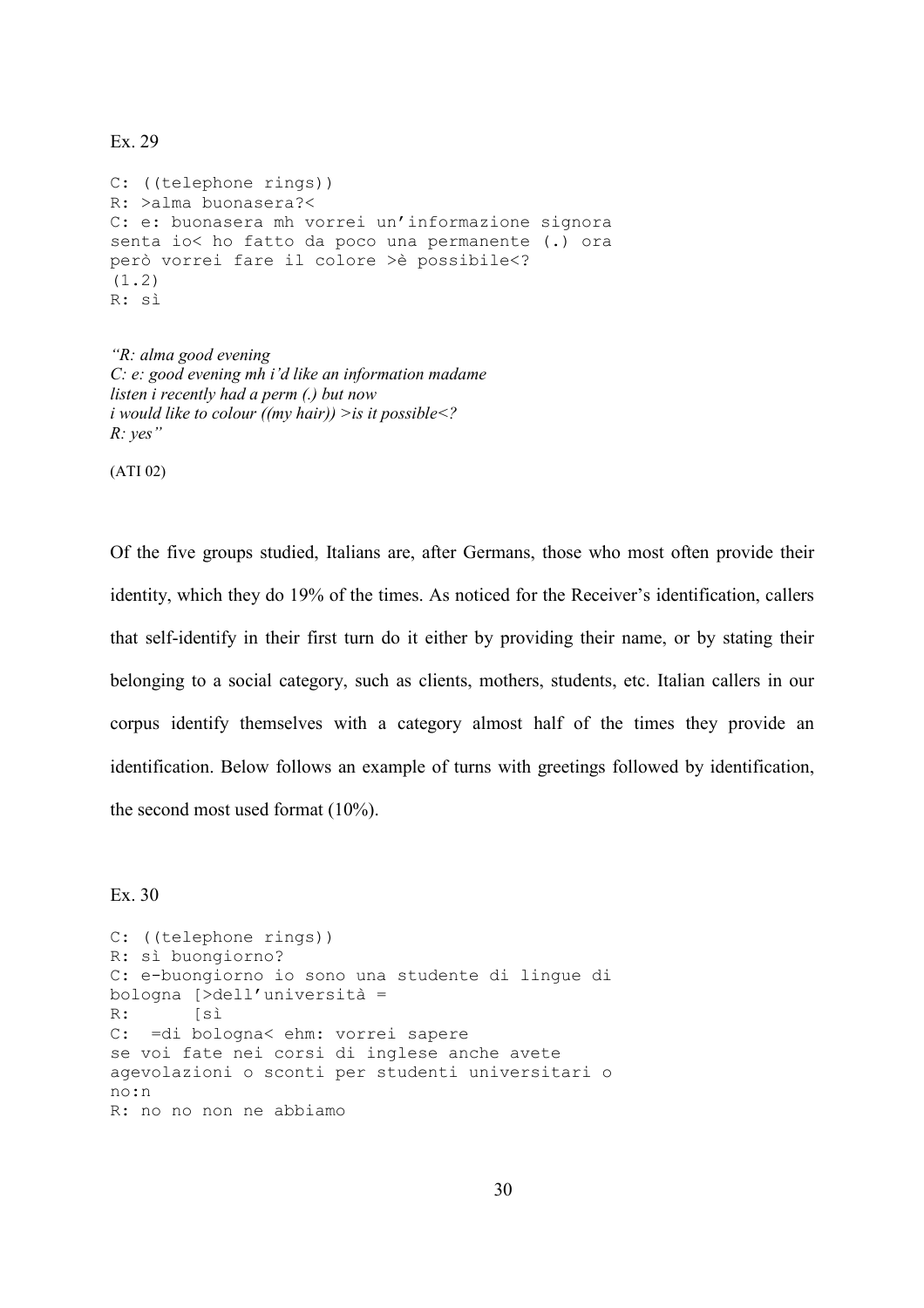Ex. 29

```
C: ((telephone rings))
R: >alma buonasera?<
C: e: buonasera mh vorrei un'informazione signora
senta io< ho fatto da poco una permanente (.) ora
però vorrei fare il colore >è possibile<?
(1.2)
R: sì
```

*"R: alma good evening*
*C: e: good evening mh i'd like an information madame*
*listen i recently had a perm (.) but now*
*i would like to colour ((my hair)) >is it possible<?*
*R: yes"*

(ATI 02)

Of the five groups studied, Italians are, after Germans, those who most often provide their identity, which they do 19% of the times. As noticed for the Receiver's identification, callers that self-identify in their first turn do it either by providing their name, or by stating their belonging to a social category, such as clients, mothers, students, etc. Italian callers in our corpus identify themselves with a category almost half of the times they provide an identification. Below follows an example of turns with greetings followed by identification, the second most used format (10%).

Ex. 30

```
C: ((telephone rings))
R: sì buongiorno?
C: e-buongiorno io sono una studente di lingue di
bologna [>dell'università =
R:      [sì
C:  =di bologna< ehm: vorrei sapere
se voi fate nei corsi di inglese anche avete
agevolazioni o sconti per studenti universitari o
no:n
R: no no non ne abbiamo
```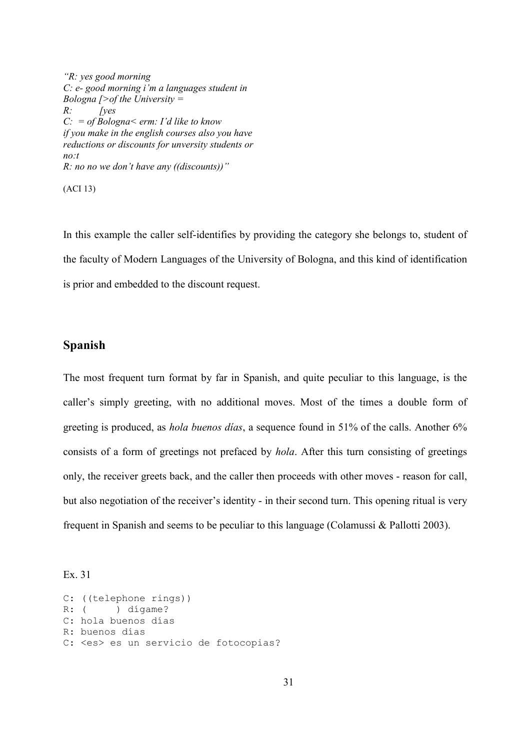*"R: yes good morning*
*C: e- good morning i'm a languages student in Bologna [>of the University =*
*R:          [yes*
*C:  = of Bologna< erm: I'd like to know if you make in the english courses also you have reductions or discounts for unversity students or no:t*
*R: no no we don't have any ((discounts))"*

(ACI 13)

In this example the caller self-identifies by providing the category she belongs to, student of the faculty of Modern Languages of the University of Bologna, and this kind of identification is prior and embedded to the discount request.

## Spanish

The most frequent turn format by far in Spanish, and quite peculiar to this language, is the caller's simply greeting, with no additional moves. Most of the times a double form of greeting is produced, as *hola buenos días*, a sequence found in 51% of the calls. Another 6% consists of a form of greetings not prefaced by *hola*. After this turn consisting of greetings only, the receiver greets back, and the caller then proceeds with other moves - reason for call, but also negotiation of the receiver's identity - in their second turn. This opening ritual is very frequent in Spanish and seems to be peculiar to this language (Colamussi & Pallotti 2003).

Ex. 31

```
C: ((telephone rings))
R: (      ) dígame?
C: hola buenos días
R: buenos días
C: <es> es un servicio de fotocopias?
```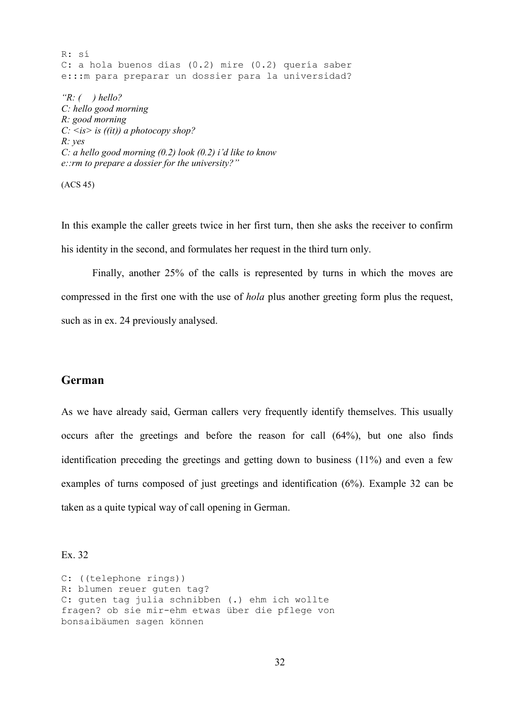```
R: sí
C: a hola buenos días (0.2) mire (0.2) quería saber
e:::m para preparar un dossier para la universidad?
```

*"R: (    ) hello?*
*C: hello good morning*
*R: good morning*
*C: <is> is ((it)) a photocopy shop?*
*R: yes*
*C: a hello good morning (0.2) look (0.2) i'd like to know*
*e::rm to prepare a dossier for the university?"*

(ACS 45)

In this example the caller greets twice in her first turn, then she asks the receiver to confirm his identity in the second, and formulates her request in the third turn only.

Finally, another 25% of the calls is represented by turns in which the moves are compressed in the first one with the use of *hola* plus another greeting form plus the request, such as in ex. 24 previously analysed.

## German

As we have already said, German callers very frequently identify themselves. This usually occurs after the greetings and before the reason for call (64%), but one also finds identification preceding the greetings and getting down to business (11%) and even a few examples of turns composed of just greetings and identification (6%). Example 32 can be taken as a quite typical way of call opening in German.

Ex. 32

```
C: ((telephone rings))
R: blumen reuer guten tag?
C: guten tag julia schnibben (.) ehm ich wollte
fragen? ob sie mir-ehm etwas über die pflege von
bonsaibäumen sagen können
```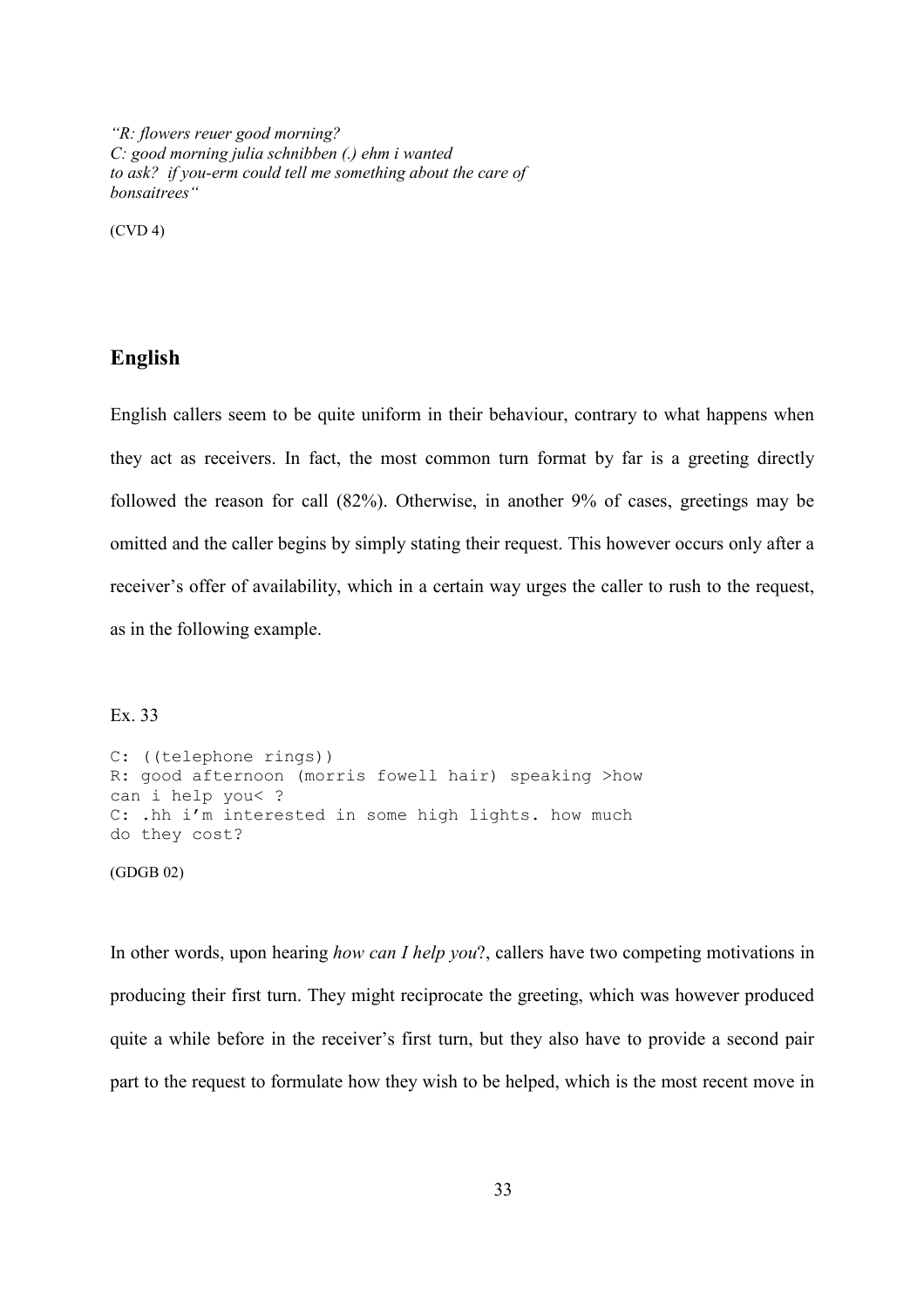*"R: flowers reuer good morning?*
*C: good morning julia schnibben (.) ehm i wanted to ask? if you-erm could tell me something about the care of bonsaitrees"*

(CVD 4)

## English

English callers seem to be quite uniform in their behaviour, contrary to what happens when they act as receivers. In fact, the most common turn format by far is a greeting directly followed the reason for call (82%). Otherwise, in another 9% of cases, greetings may be omitted and the caller begins by simply stating their request. This however occurs only after a receiver's offer of availability, which in a certain way urges the caller to rush to the request, as in the following example.

Ex. 33

```
C: ((telephone rings))
R: good afternoon (morris fowell hair) speaking >how
can i help you< ?
C: .hh i'm interested in some high lights. how much
do they cost?
```

(GDGB 02)

In other words, upon hearing *how can I help you*?, callers have two competing motivations in producing their first turn. They might reciprocate the greeting, which was however produced quite a while before in the receiver's first turn, but they also have to provide a second pair part to the request to formulate how they wish to be helped, which is the most recent move in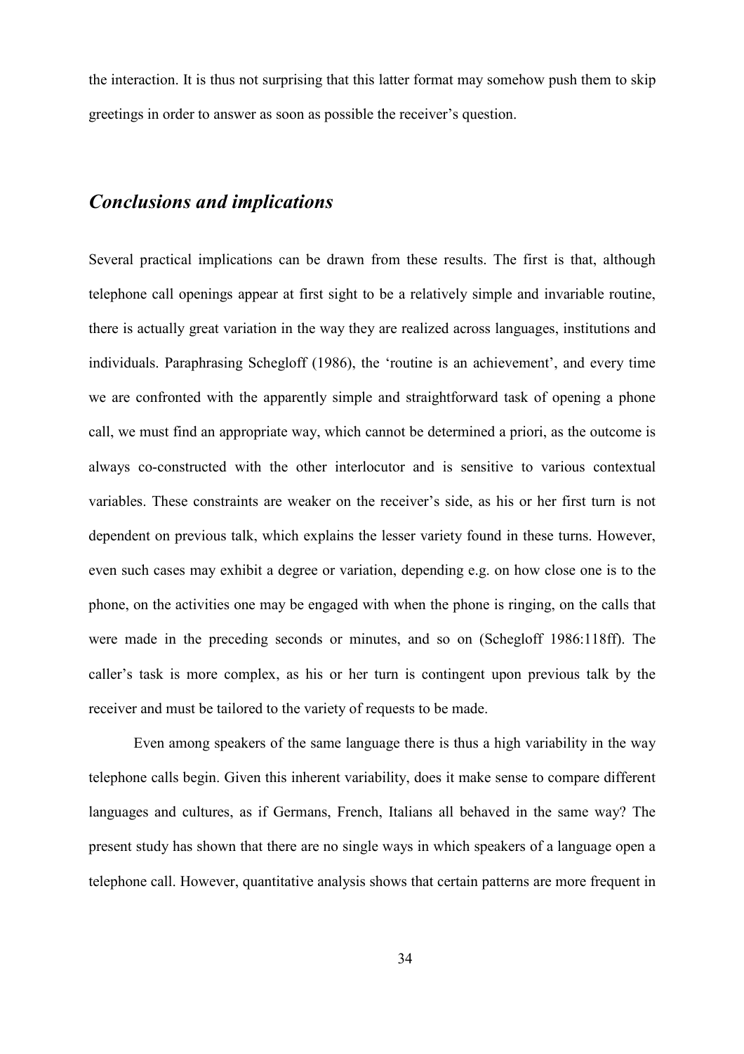the interaction. It is thus not surprising that this latter format may somehow push them to skip greetings in order to answer as soon as possible the receiver's question.

## *Conclusions and implications*

Several practical implications can be drawn from these results. The first is that, although telephone call openings appear at first sight to be a relatively simple and invariable routine, there is actually great variation in the way they are realized across languages, institutions and individuals. Paraphrasing Schegloff (1986), the 'routine is an achievement', and every time we are confronted with the apparently simple and straightforward task of opening a phone call, we must find an appropriate way, which cannot be determined a priori, as the outcome is always co-constructed with the other interlocutor and is sensitive to various contextual variables. These constraints are weaker on the receiver's side, as his or her first turn is not dependent on previous talk, which explains the lesser variety found in these turns. However, even such cases may exhibit a degree or variation, depending e.g. on how close one is to the phone, on the activities one may be engaged with when the phone is ringing, on the calls that were made in the preceding seconds or minutes, and so on (Schegloff 1986:118ff). The caller's task is more complex, as his or her turn is contingent upon previous talk by the receiver and must be tailored to the variety of requests to be made.

Even among speakers of the same language there is thus a high variability in the way telephone calls begin. Given this inherent variability, does it make sense to compare different languages and cultures, as if Germans, French, Italians all behaved in the same way? The present study has shown that there are no single ways in which speakers of a language open a telephone call. However, quantitative analysis shows that certain patterns are more frequent in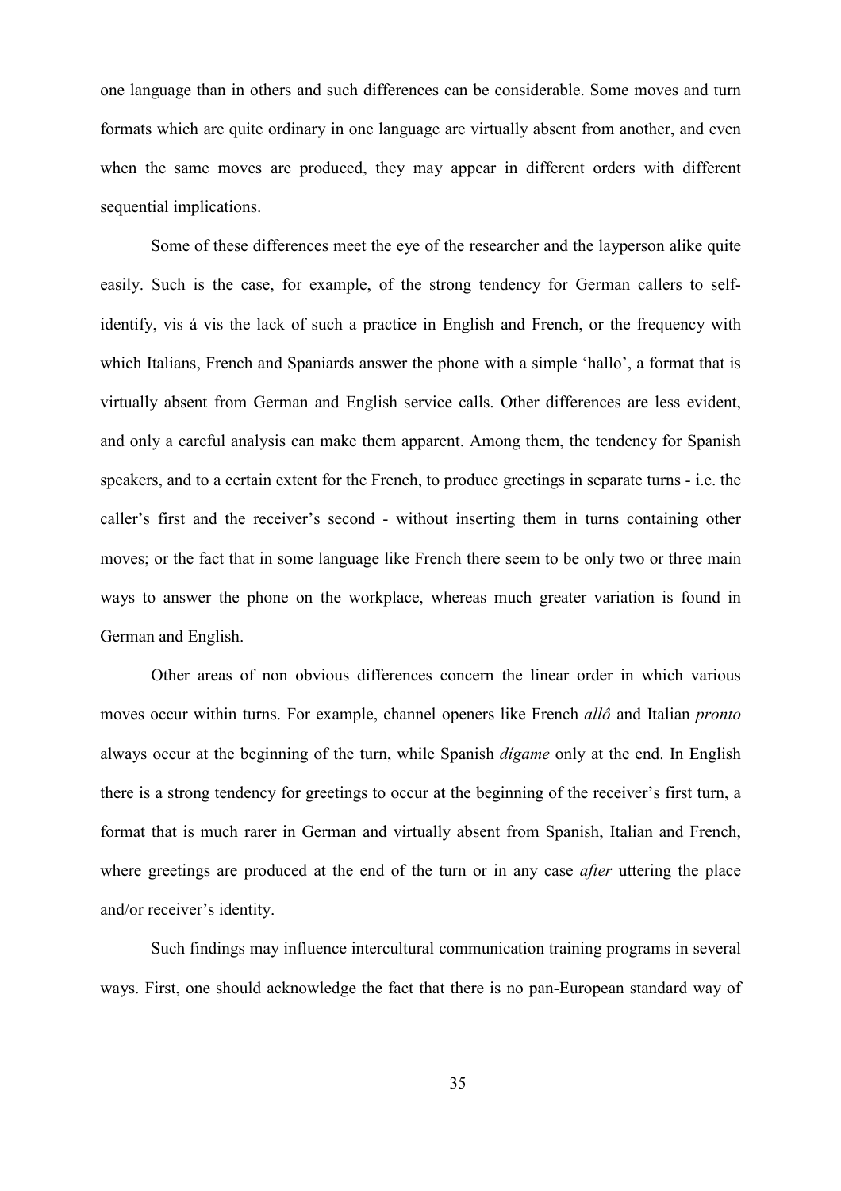one language than in others and such differences can be considerable. Some moves and turn formats which are quite ordinary in one language are virtually absent from another, and even when the same moves are produced, they may appear in different orders with different sequential implications.

Some of these differences meet the eye of the researcher and the layperson alike quite easily. Such is the case, for example, of the strong tendency for German callers to self-identify, vis á vis the lack of such a practice in English and French, or the frequency with which Italians, French and Spaniards answer the phone with a simple 'hallo', a format that is virtually absent from German and English service calls. Other differences are less evident, and only a careful analysis can make them apparent. Among them, the tendency for Spanish speakers, and to a certain extent for the French, to produce greetings in separate turns - i.e. the caller's first and the receiver's second - without inserting them in turns containing other moves; or the fact that in some language like French there seem to be only two or three main ways to answer the phone on the workplace, whereas much greater variation is found in German and English.

Other areas of non obvious differences concern the linear order in which various moves occur within turns. For example, channel openers like French *allô* and Italian *pronto* always occur at the beginning of the turn, while Spanish *dígame* only at the end. In English there is a strong tendency for greetings to occur at the beginning of the receiver's first turn, a format that is much rarer in German and virtually absent from Spanish, Italian and French, where greetings are produced at the end of the turn or in any case *after* uttering the place and/or receiver's identity.

Such findings may influence intercultural communication training programs in several ways. First, one should acknowledge the fact that there is no pan-European standard way of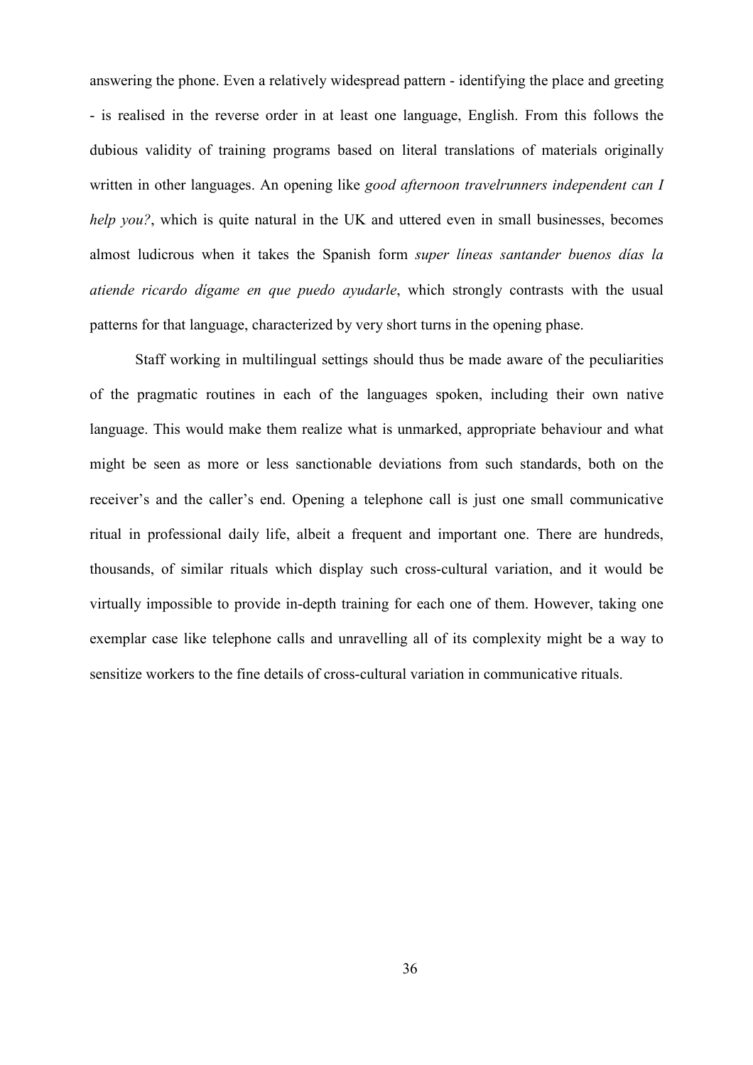answering the phone. Even a relatively widespread pattern - identifying the place and greeting - is realised in the reverse order in at least one language, English. From this follows the dubious validity of training programs based on literal translations of materials originally written in other languages. An opening like *good afternoon travelrunners independent can I help you?*, which is quite natural in the UK and uttered even in small businesses, becomes almost ludicrous when it takes the Spanish form *super líneas santander buenos días la atiende ricardo dígame en que puedo ayudarle*, which strongly contrasts with the usual patterns for that language, characterized by very short turns in the opening phase.

Staff working in multilingual settings should thus be made aware of the peculiarities of the pragmatic routines in each of the languages spoken, including their own native language. This would make them realize what is unmarked, appropriate behaviour and what might be seen as more or less sanctionable deviations from such standards, both on the receiver's and the caller's end. Opening a telephone call is just one small communicative ritual in professional daily life, albeit a frequent and important one. There are hundreds, thousands, of similar rituals which display such cross-cultural variation, and it would be virtually impossible to provide in-depth training for each one of them. However, taking one exemplar case like telephone calls and unravelling all of its complexity might be a way to sensitize workers to the fine details of cross-cultural variation in communicative rituals.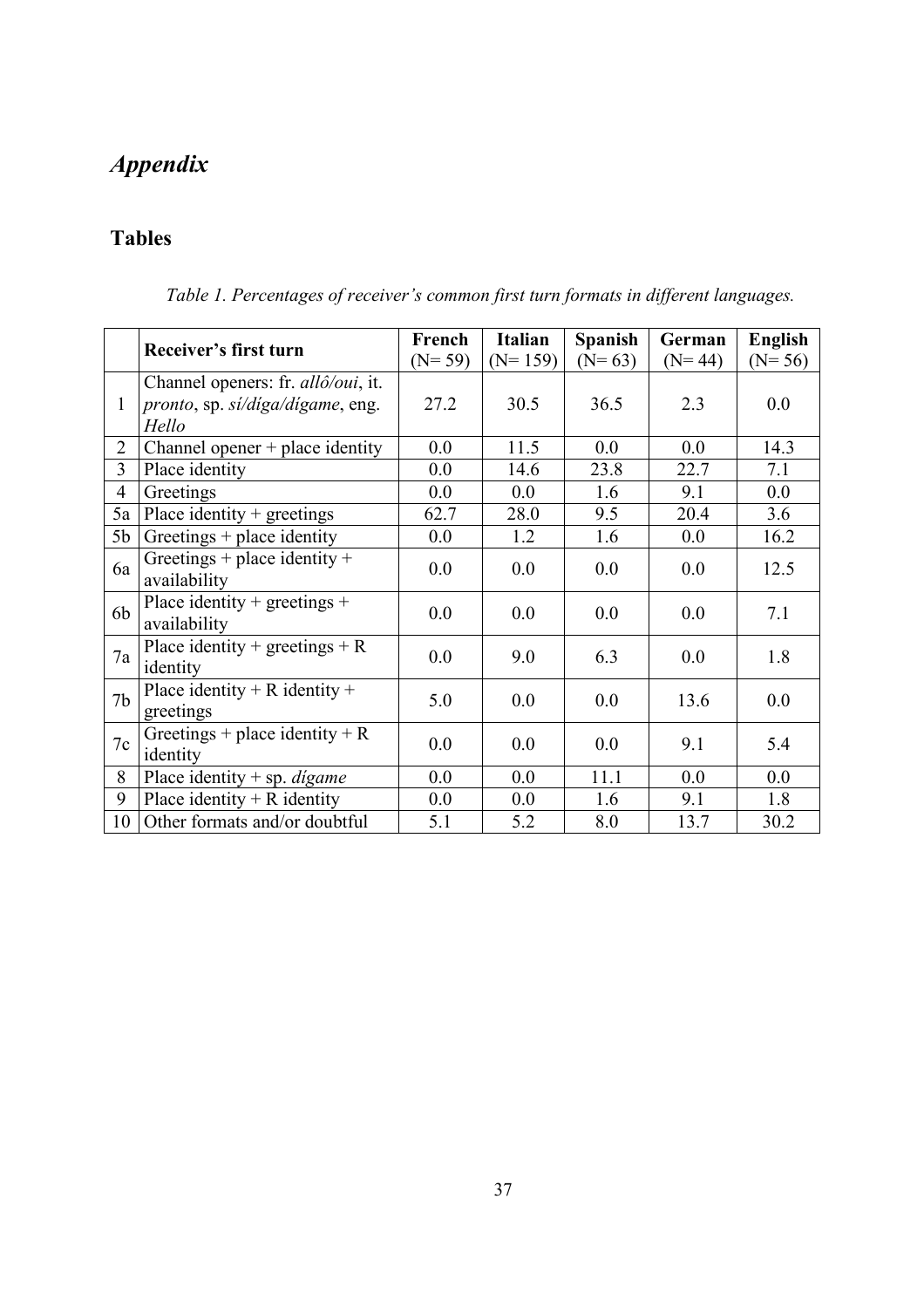# *Appendix*

## Tables

*Table 1. Percentages of receiver's common first turn formats in different languages.*

| | Receiver's first turn | French (N= 59) | Italian (N= 159) | Spanish (N= 63) | German (N= 44) | English (N= 56) |
|---|---|---|---|---|---|---|
| 1 | Channel openers: fr. *allô/oui*, it. *pronto*, sp. *sí/díga/dígame*, eng. *Hello* | 27.2 | 30.5 | 36.5 | 2.3 | 0.0 |
| 2 | Channel opener + place identity | 0.0 | 11.5 | 0.0 | 0.0 | 14.3 |
| 3 | Place identity | 0.0 | 14.6 | 23.8 | 22.7 | 7.1 |
| 4 | Greetings | 0.0 | 0.0 | 1.6 | 9.1 | 0.0 |
| 5a | Place identity + greetings | 62.7 | 28.0 | 9.5 | 20.4 | 3.6 |
| 5b | Greetings + place identity | 0.0 | 1.2 | 1.6 | 0.0 | 16.2 |
| 6a | Greetings + place identity + availability | 0.0 | 0.0 | 0.0 | 0.0 | 12.5 |
| 6b | Place identity + greetings + availability | 0.0 | 0.0 | 0.0 | 0.0 | 7.1 |
| 7a | Place identity + greetings + R identity | 0.0 | 9.0 | 6.3 | 0.0 | 1.8 |
| 7b | Place identity + R identity + greetings | 5.0 | 0.0 | 0.0 | 13.6 | 0.0 |
| 7c | Greetings + place identity + R identity | 0.0 | 0.0 | 0.0 | 9.1 | 5.4 |
| 8 | Place identity + sp. *dígame* | 0.0 | 0.0 | 11.1 | 0.0 | 0.0 |
| 9 | Place identity + R identity | 0.0 | 0.0 | 1.6 | 9.1 | 1.8 |
| 10 | Other formats and/or doubtful | 5.1 | 5.2 | 8.0 | 13.7 | 30.2 |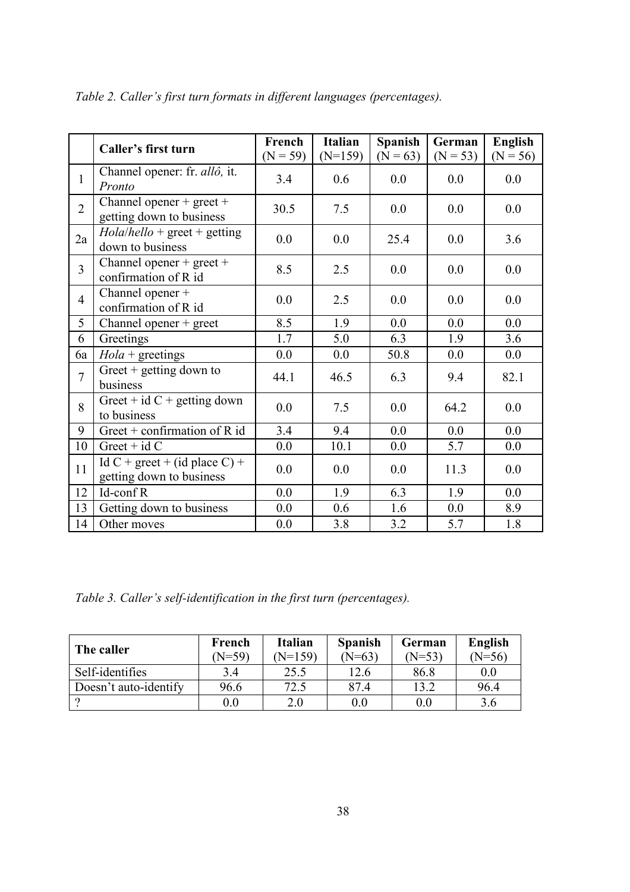*Table 2. Caller's first turn formats in different languages (percentages).*

| | Caller's first turn | French (N = 59) | Italian (N=159) | Spanish (N = 63) | German (N = 53) | English (N = 56) |
|---|---|---|---|---|---|---|
| 1 | Channel opener: fr. *allô,* it. *Pronto* | 3.4 | 0.6 | 0.0 | 0.0 | 0.0 |
| 2 | Channel opener + greet + getting down to business | 30.5 | 7.5 | 0.0 | 0.0 | 0.0 |
| 2a | *Hola*/*hello* + greet + getting down to business | 0.0 | 0.0 | 25.4 | 0.0 | 3.6 |
| 3 | Channel opener + greet + confirmation of R id | 8.5 | 2.5 | 0.0 | 0.0 | 0.0 |
| 4 | Channel opener + confirmation of R id | 0.0 | 2.5 | 0.0 | 0.0 | 0.0 |
| 5 | Channel opener + greet | 8.5 | 1.9 | 0.0 | 0.0 | 0.0 |
| 6 | Greetings | 1.7 | 5.0 | 6.3 | 1.9 | 3.6 |
| 6a | *Hola* + greetings | 0.0 | 0.0 | 50.8 | 0.0 | 0.0 |
| 7 | Greet + getting down to business | 44.1 | 46.5 | 6.3 | 9.4 | 82.1 |
| 8 | Greet + id C + getting down to business | 0.0 | 7.5 | 0.0 | 64.2 | 0.0 |
| 9 | Greet + confirmation of R id | 3.4 | 9.4 | 0.0 | 0.0 | 0.0 |
| 10 | Greet + id C | 0.0 | 10.1 | 0.0 | 5.7 | 0.0 |
| 11 | Id C + greet + (id place C) + getting down to business | 0.0 | 0.0 | 0.0 | 11.3 | 0.0 |
| 12 | Id-conf R | 0.0 | 1.9 | 6.3 | 1.9 | 0.0 |
| 13 | Getting down to business | 0.0 | 0.6 | 1.6 | 0.0 | 8.9 |
| 14 | Other moves | 0.0 | 3.8 | 3.2 | 5.7 | 1.8 |

*Table 3. Caller's self-identification in the first turn (percentages).*

| The caller | French (N=59) | Italian (N=159) | Spanish (N=63) | German (N=53) | English (N=56) |
|---|---|---|---|---|---|
| Self-identifies | 3.4 | 25.5 | 12.6 | 86.8 | 0.0 |
| Doesn't auto-identify | 96.6 | 72.5 | 87.4 | 13.2 | 96.4 |
| ? | 0.0 | 2.0 | 0.0 | 0.0 | 3.6 |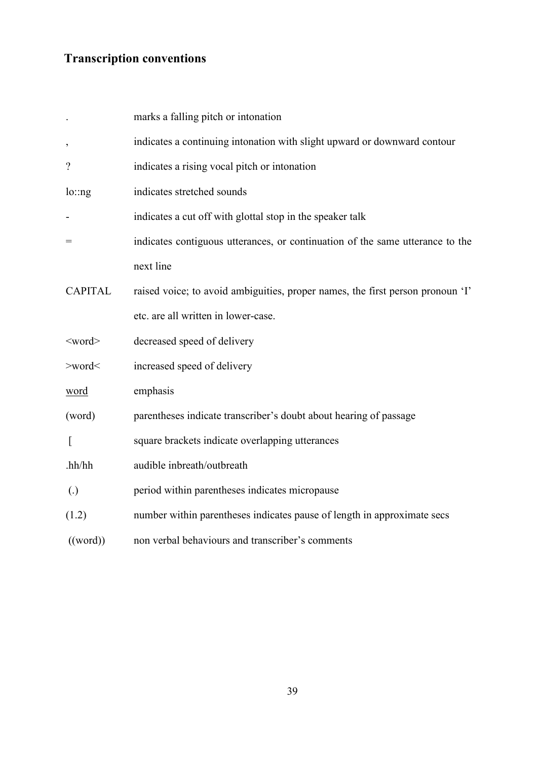## Transcription conventions

| | |
|---|---|
| . | marks a falling pitch or intonation |
| , | indicates a continuing intonation with slight upward or downward contour |
| ? | indicates a rising vocal pitch or intonation |
| lo::ng | indicates stretched sounds |
| - | indicates a cut off with glottal stop in the speaker talk |
| = | indicates contiguous utterances, or continuation of the same utterance to the next line |
| CAPITAL | raised voice; to avoid ambiguities, proper names, the first person pronoun 'I' etc. are all written in lower-case. |
| <word> | decreased speed of delivery |
| >word< | increased speed of delivery |
| <u>word</u> | emphasis |
| (word) | parentheses indicate transcriber's doubt about hearing of passage |
| [ | square brackets indicate overlapping utterances |
| .hh/hh | audible inbreath/outbreath |
| (.) | period within parentheses indicates micropause |
| (1.2) | number within parentheses indicates pause of length in approximate secs |
| ((word)) | non verbal behaviours and transcriber's comments |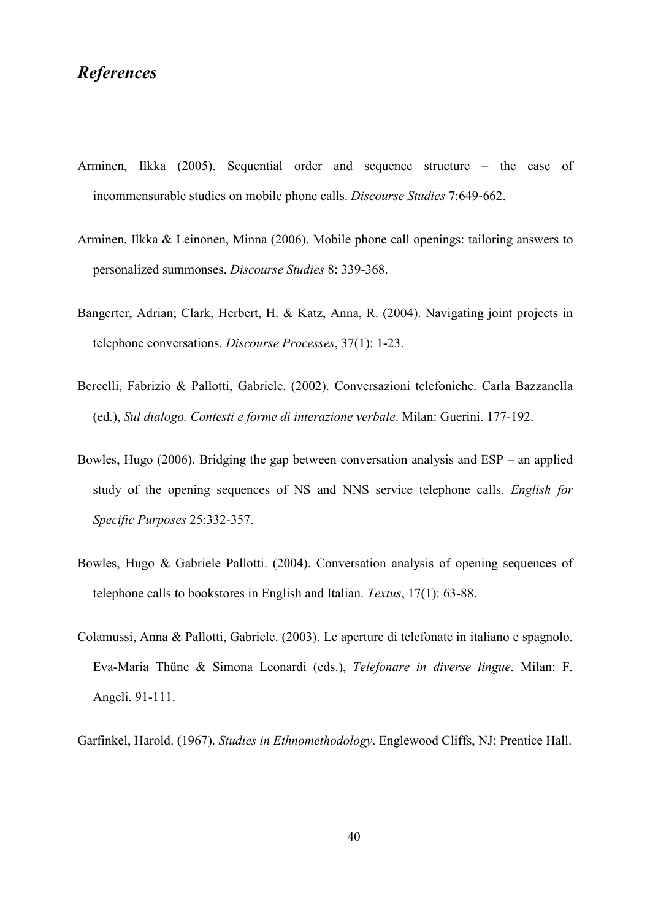## *References*

Arminen, Ilkka (2005). Sequential order and sequence structure – the case of incommensurable studies on mobile phone calls. *Discourse Studies* 7:649-662.

Arminen, Ilkka & Leinonen, Minna (2006). Mobile phone call openings: tailoring answers to personalized summonses. *Discourse Studies* 8: 339-368.

Bangerter, Adrian; Clark, Herbert, H. & Katz, Anna, R. (2004). Navigating joint projects in telephone conversations. *Discourse Processes*, 37(1): 1-23.

Bercelli, Fabrizio & Pallotti, Gabriele. (2002). Conversazioni telefoniche. Carla Bazzanella (ed.), *Sul dialogo. Contesti e forme di interazione verbale*. Milan: Guerini. 177-192.

Bowles, Hugo (2006). Bridging the gap between conversation analysis and ESP – an applied study of the opening sequences of NS and NNS service telephone calls. *English for Specific Purposes* 25:332-357.

Bowles, Hugo & Gabriele Pallotti. (2004). Conversation analysis of opening sequences of telephone calls to bookstores in English and Italian. *Textus*, 17(1): 63-88.

Colamussi, Anna & Pallotti, Gabriele. (2003). Le aperture di telefonate in italiano e spagnolo. Eva-Maria Thüne & Simona Leonardi (eds.), *Telefonare in diverse lingue*. Milan: F. Angeli. 91-111.

Garfinkel, Harold. (1967). *Studies in Ethnomethodology*. Englewood Cliffs, NJ: Prentice Hall.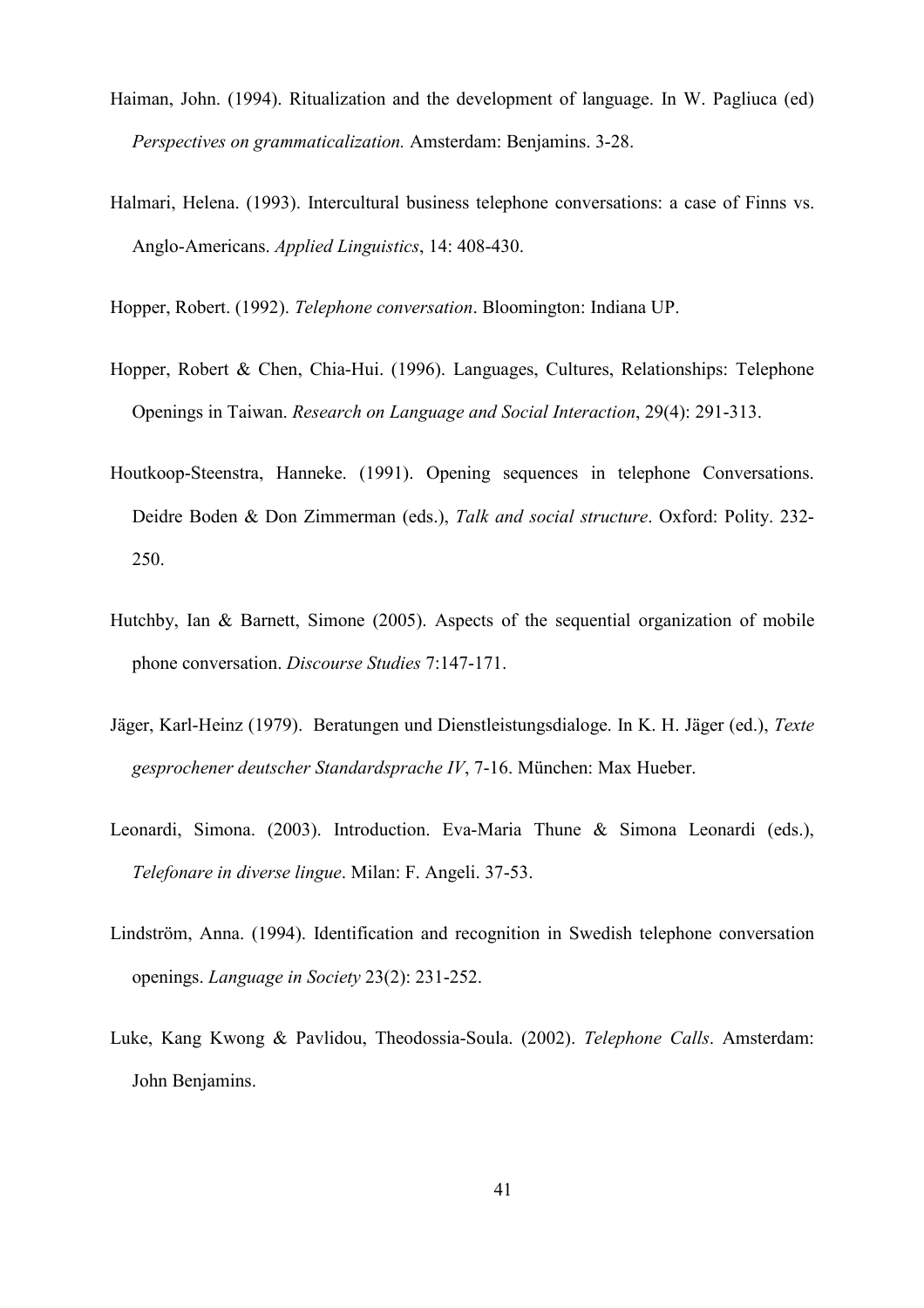Haiman, John. (1994). Ritualization and the development of language. In W. Pagliuca (ed) *Perspectives on grammaticalization.* Amsterdam: Benjamins. 3-28.

Halmari, Helena. (1993). Intercultural business telephone conversations: a case of Finns vs. Anglo-Americans. *Applied Linguistics*, 14: 408-430.

Hopper, Robert. (1992). *Telephone conversation*. Bloomington: Indiana UP.

Hopper, Robert & Chen, Chia-Hui. (1996). Languages, Cultures, Relationships: Telephone Openings in Taiwan. *Research on Language and Social Interaction*, 29(4): 291-313.

Houtkoop-Steenstra, Hanneke. (1991). Opening sequences in telephone Conversations. Deidre Boden & Don Zimmerman (eds.), *Talk and social structure*. Oxford: Polity. 232-250.

Hutchby, Ian & Barnett, Simone (2005). Aspects of the sequential organization of mobile phone conversation. *Discourse Studies* 7:147-171.

Jäger, Karl-Heinz (1979). Beratungen und Dienstleistungsdialoge. In K. H. Jäger (ed.), *Texte gesprochener deutscher Standardsprache IV*, 7-16. München: Max Hueber.

Leonardi, Simona. (2003). Introduction. Eva-Maria Thune & Simona Leonardi (eds.), *Telefonare in diverse lingue*. Milan: F. Angeli. 37-53.

Lindström, Anna. (1994). Identification and recognition in Swedish telephone conversation openings. *Language in Society* 23(2): 231-252.

Luke, Kang Kwong & Pavlidou, Theodossia-Soula. (2002). *Telephone Calls*. Amsterdam: John Benjamins.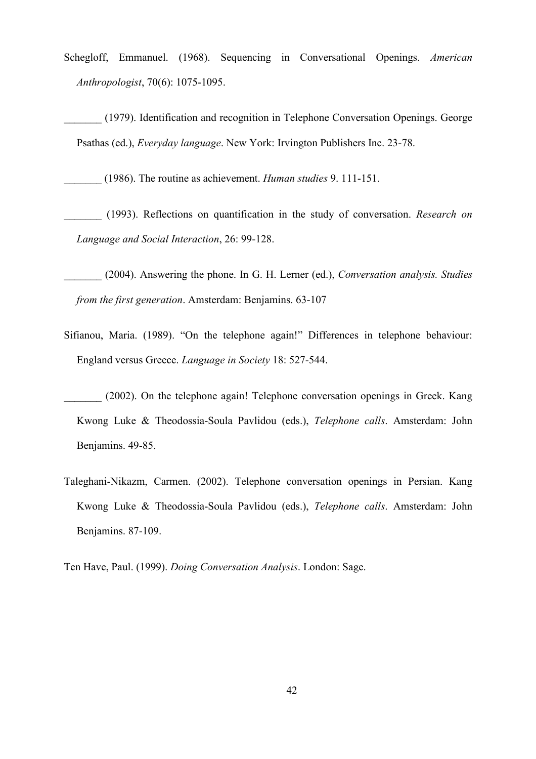Schegloff, Emmanuel. (1968). Sequencing in Conversational Openings. *American Anthropologist*, 70(6): 1075-1095.

_______ (1979). Identification and recognition in Telephone Conversation Openings. George Psathas (ed.), *Everyday language*. New York: Irvington Publishers Inc. 23-78.

_______ (1986). The routine as achievement. *Human studies* 9. 111-151.

_______ (1993). Reflections on quantification in the study of conversation. *Research on Language and Social Interaction*, 26: 99-128.

_______ (2004). Answering the phone. In G. H. Lerner (ed.), *Conversation analysis. Studies from the first generation*. Amsterdam: Benjamins. 63-107

Sifianou, Maria. (1989). "On the telephone again!" Differences in telephone behaviour: England versus Greece. *Language in Society* 18: 527-544.

_______ (2002). On the telephone again! Telephone conversation openings in Greek. Kang Kwong Luke & Theodossia-Soula Pavlidou (eds.), *Telephone calls*. Amsterdam: John Benjamins. 49-85.

Taleghani-Nikazm, Carmen. (2002). Telephone conversation openings in Persian. Kang Kwong Luke & Theodossia-Soula Pavlidou (eds.), *Telephone calls*. Amsterdam: John Benjamins. 87-109.

Ten Have, Paul. (1999). *Doing Conversation Analysis*. London: Sage.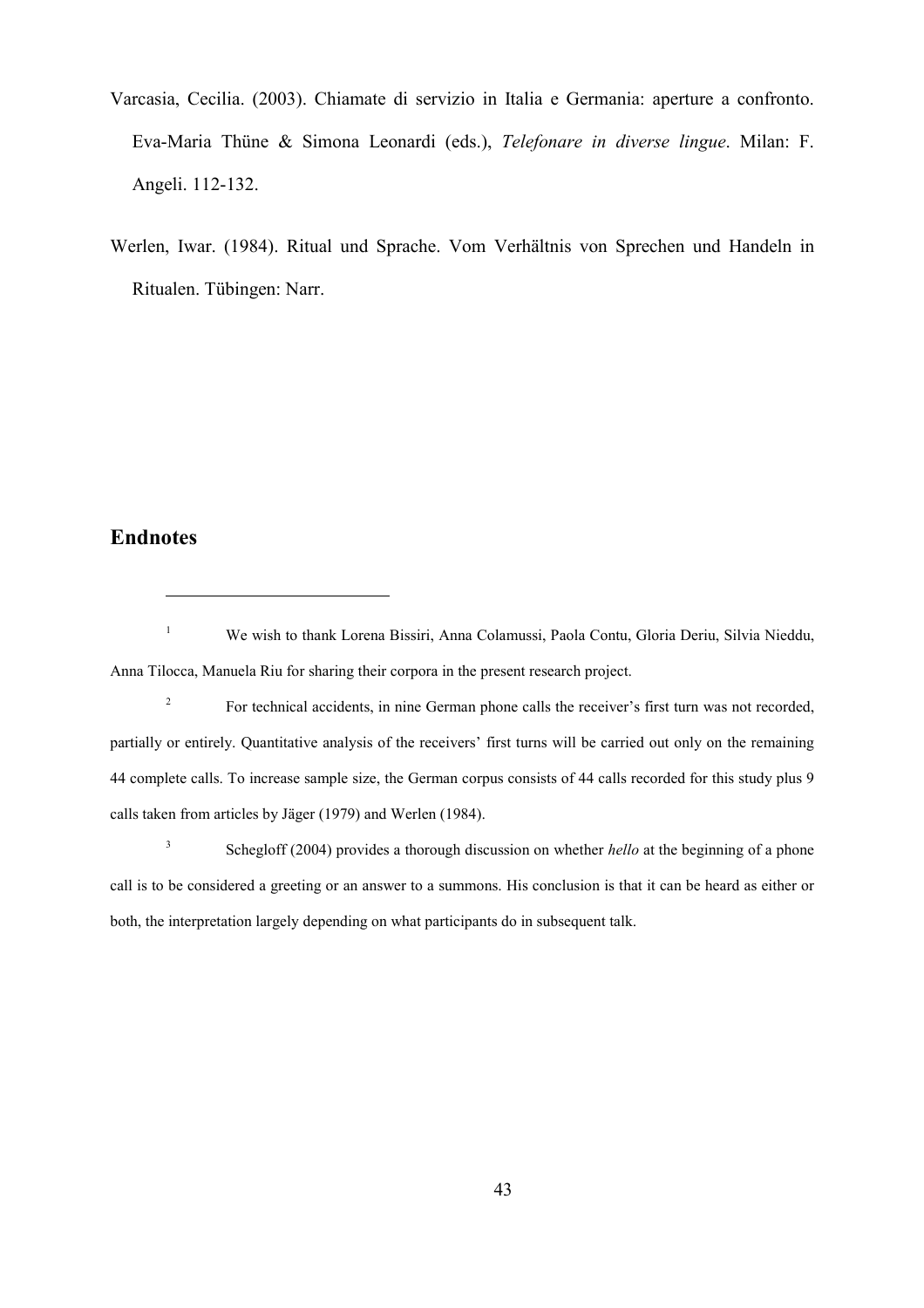Varcasia, Cecilia. (2003). Chiamate di servizio in Italia e Germania: aperture a confronto. Eva-Maria Thüne & Simona Leonardi (eds.), *Telefonare in diverse lingue*. Milan: F. Angeli. 112-132.

Werlen, Iwar. (1984). Ritual und Sprache. Vom Verhältnis von Sprechen und Handeln in Ritualen. Tübingen: Narr.

## Endnotes

[1] We wish to thank Lorena Bissiri, Anna Colamussi, Paola Contu, Gloria Deriu, Silvia Nieddu, Anna Tilocca, Manuela Riu for sharing their corpora in the present research project.

[2] For technical accidents, in nine German phone calls the receiver's first turn was not recorded, partially or entirely. Quantitative analysis of the receivers' first turns will be carried out only on the remaining 44 complete calls. To increase sample size, the German corpus consists of 44 calls recorded for this study plus 9 calls taken from articles by Jäger (1979) and Werlen (1984).

[3] Schegloff (2004) provides a thorough discussion on whether *hello* at the beginning of a phone call is to be considered a greeting or an answer to a summons. His conclusion is that it can be heard as either or both, the interpretation largely depending on what participants do in subsequent talk.